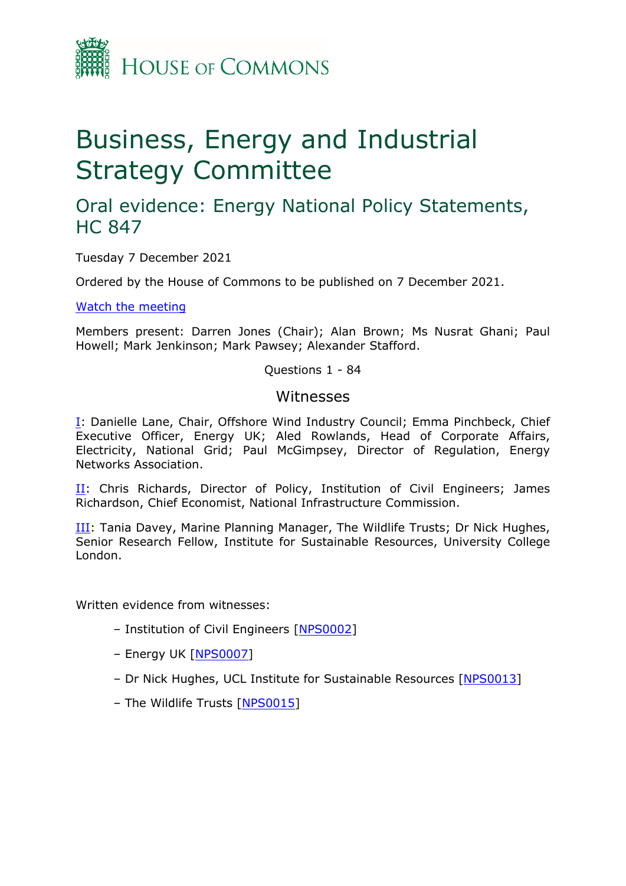HOUSE OF COMMONS

# Business, Energy and Industrial Strategy Committee

## Oral evidence: Energy National Policy Statements, HC 847

Tuesday 7 December 2021

Ordered by the House of Commons to be published on 7 December 2021.

[Watch the meeting]

Members present: Darren Jones (Chair); Alan Brown; Ms Nusrat Ghani; Paul Howell; Mark Jenkinson; Mark Pawsey; Alexander Stafford.

Questions 1 - 84

### Witnesses

I: Danielle Lane, Chair, Offshore Wind Industry Council; Emma Pinchbeck, Chief Executive Officer, Energy UK; Aled Rowlands, Head of Corporate Affairs, Electricity, National Grid; Paul McGimpsey, Director of Regulation, Energy Networks Association.

II: Chris Richards, Director of Policy, Institution of Civil Engineers; James Richardson, Chief Economist, National Infrastructure Commission.

III: Tania Davey, Marine Planning Manager, The Wildlife Trusts; Dr Nick Hughes, Senior Research Fellow, Institute for Sustainable Resources, University College London.

Written evidence from witnesses:

- Institution of Civil Engineers [NPS0002]
- Energy UK [NPS0007]
- Dr Nick Hughes, UCL Institute for Sustainable Resources [NPS0013]
- The Wildlife Trusts [NPS0015]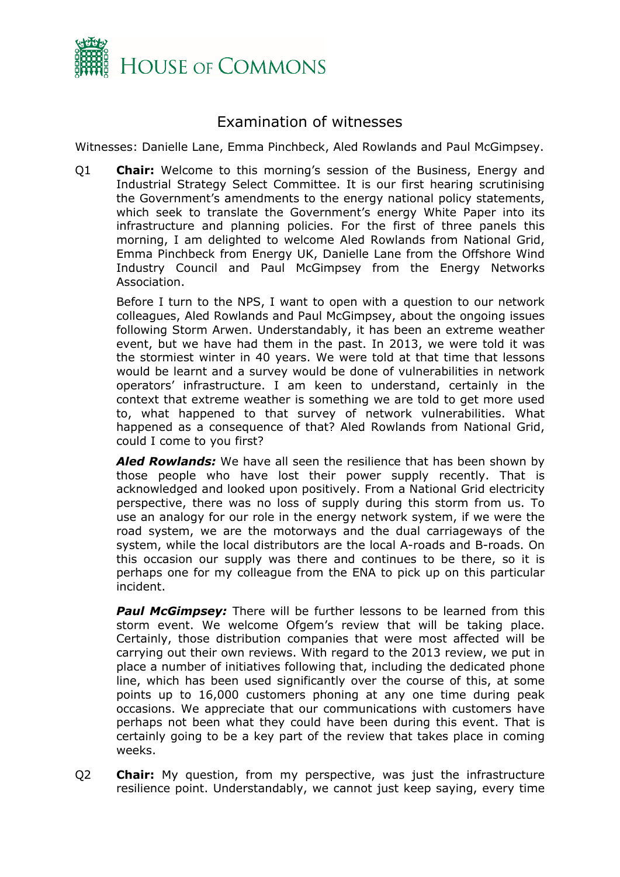# Examination of witnesses

Witnesses: Danielle Lane, Emma Pinchbeck, Aled Rowlands and Paul McGimpsey.

Q1 **Chair:** Welcome to this morning's session of the Business, Energy and Industrial Strategy Select Committee. It is our first hearing scrutinising the Government's amendments to the energy national policy statements, which seek to translate the Government's energy White Paper into its infrastructure and planning policies. For the first of three panels this morning, I am delighted to welcome Aled Rowlands from National Grid, Emma Pinchbeck from Energy UK, Danielle Lane from the Offshore Wind Industry Council and Paul McGimpsey from the Energy Networks Association.

Before I turn to the NPS, I want to open with a question to our network colleagues, Aled Rowlands and Paul McGimpsey, about the ongoing issues following Storm Arwen. Understandably, it has been an extreme weather event, but we have had them in the past. In 2013, we were told it was the stormiest winter in 40 years. We were told at that time that lessons would be learnt and a survey would be done of vulnerabilities in network operators' infrastructure. I am keen to understand, certainly in the context that extreme weather is something we are told to get more used to, what happened to that survey of network vulnerabilities. What happened as a consequence of that? Aled Rowlands from National Grid, could I come to you first?

***Aled Rowlands:*** We have all seen the resilience that has been shown by those people who have lost their power supply recently. That is acknowledged and looked upon positively. From a National Grid electricity perspective, there was no loss of supply during this storm from us. To use an analogy for our role in the energy network system, if we were the road system, we are the motorways and the dual carriageways of the system, while the local distributors are the local A-roads and B-roads. On this occasion our supply was there and continues to be there, so it is perhaps one for my colleague from the ENA to pick up on this particular incident.

***Paul McGimpsey:*** There will be further lessons to be learned from this storm event. We welcome Ofgem's review that will be taking place. Certainly, those distribution companies that were most affected will be carrying out their own reviews. With regard to the 2013 review, we put in place a number of initiatives following that, including the dedicated phone line, which has been used significantly over the course of this, at some points up to 16,000 customers phoning at any one time during peak occasions. We appreciate that our communications with customers have perhaps not been what they could have been during this event. That is certainly going to be a key part of the review that takes place in coming weeks.

Q2 **Chair:** My question, from my perspective, was just the infrastructure resilience point. Understandably, we cannot just keep saying, every time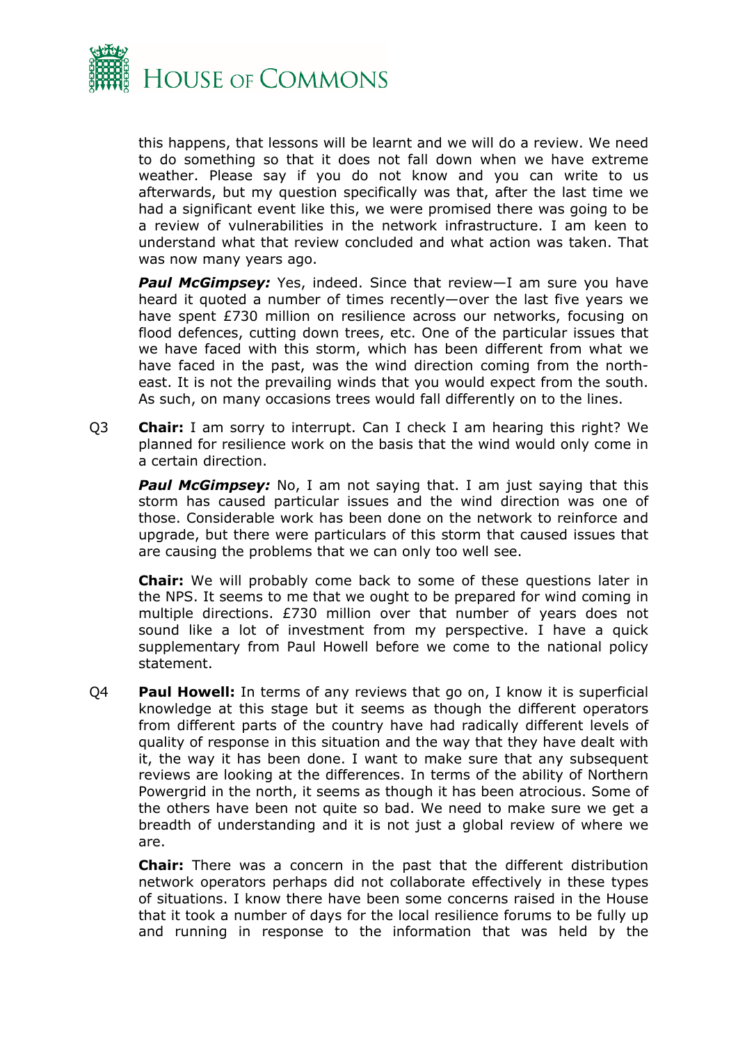this happens, that lessons will be learnt and we will do a review. We need to do something so that it does not fall down when we have extreme weather. Please say if you do not know and you can write to us afterwards, but my question specifically was that, after the last time we had a significant event like this, we were promised there was going to be a review of vulnerabilities in the network infrastructure. I am keen to understand what that review concluded and what action was taken. That was now many years ago.

***Paul McGimpsey:*** Yes, indeed. Since that review—I am sure you have heard it quoted a number of times recently—over the last five years we have spent £730 million on resilience across our networks, focusing on flood defences, cutting down trees, etc. One of the particular issues that we have faced with this storm, which has been different from what we have faced in the past, was the wind direction coming from the north-east. It is not the prevailing winds that you would expect from the south. As such, on many occasions trees would fall differently on to the lines.

Q3 **Chair:** I am sorry to interrupt. Can I check I am hearing this right? We planned for resilience work on the basis that the wind would only come in a certain direction.

***Paul McGimpsey:*** No, I am not saying that. I am just saying that this storm has caused particular issues and the wind direction was one of those. Considerable work has been done on the network to reinforce and upgrade, but there were particulars of this storm that caused issues that are causing the problems that we can only too well see.

**Chair:** We will probably come back to some of these questions later in the NPS. It seems to me that we ought to be prepared for wind coming in multiple directions. £730 million over that number of years does not sound like a lot of investment from my perspective. I have a quick supplementary from Paul Howell before we come to the national policy statement.

Q4 **Paul Howell:** In terms of any reviews that go on, I know it is superficial knowledge at this stage but it seems as though the different operators from different parts of the country have had radically different levels of quality of response in this situation and the way that they have dealt with it, the way it has been done. I want to make sure that any subsequent reviews are looking at the differences. In terms of the ability of Northern Powergrid in the north, it seems as though it has been atrocious. Some of the others have been not quite so bad. We need to make sure we get a breadth of understanding and it is not just a global review of where we are.

**Chair:** There was a concern in the past that the different distribution network operators perhaps did not collaborate effectively in these types of situations. I know there have been some concerns raised in the House that it took a number of days for the local resilience forums to be fully up and running in response to the information that was held by the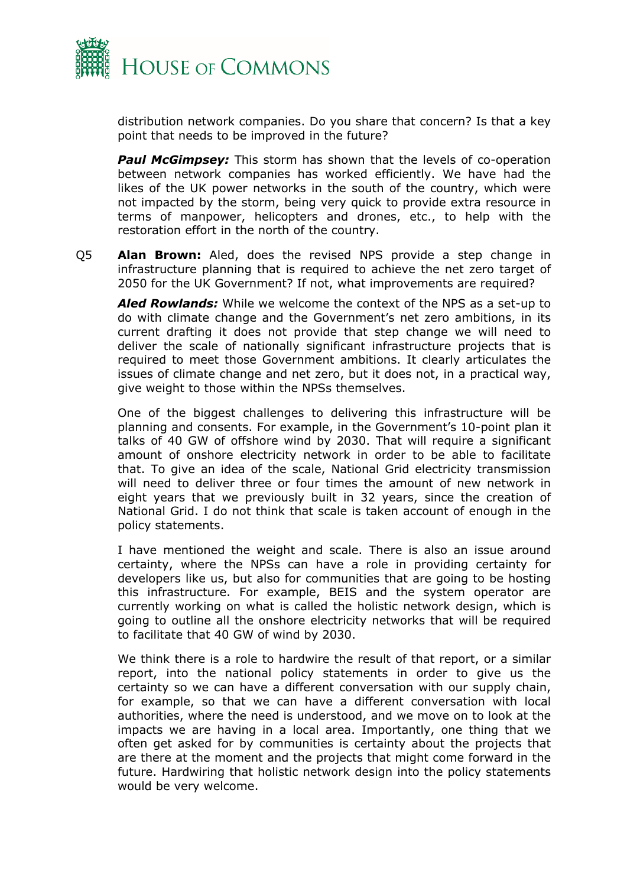distribution network companies. Do you share that concern? Is that a key point that needs to be improved in the future?

***Paul McGimpsey:*** This storm has shown that the levels of co-operation between network companies has worked efficiently. We have had the likes of the UK power networks in the south of the country, which were not impacted by the storm, being very quick to provide extra resource in terms of manpower, helicopters and drones, etc., to help with the restoration effort in the north of the country.

Q5 **Alan Brown:** Aled, does the revised NPS provide a step change in infrastructure planning that is required to achieve the net zero target of 2050 for the UK Government? If not, what improvements are required?

***Aled Rowlands:*** While we welcome the context of the NPS as a set-up to do with climate change and the Government's net zero ambitions, in its current drafting it does not provide that step change we will need to deliver the scale of nationally significant infrastructure projects that is required to meet those Government ambitions. It clearly articulates the issues of climate change and net zero, but it does not, in a practical way, give weight to those within the NPSs themselves.

One of the biggest challenges to delivering this infrastructure will be planning and consents. For example, in the Government's 10-point plan it talks of 40 GW of offshore wind by 2030. That will require a significant amount of onshore electricity network in order to be able to facilitate that. To give an idea of the scale, National Grid electricity transmission will need to deliver three or four times the amount of new network in eight years that we previously built in 32 years, since the creation of National Grid. I do not think that scale is taken account of enough in the policy statements.

I have mentioned the weight and scale. There is also an issue around certainty, where the NPSs can have a role in providing certainty for developers like us, but also for communities that are going to be hosting this infrastructure. For example, BEIS and the system operator are currently working on what is called the holistic network design, which is going to outline all the onshore electricity networks that will be required to facilitate that 40 GW of wind by 2030.

We think there is a role to hardwire the result of that report, or a similar report, into the national policy statements in order to give us the certainty so we can have a different conversation with our supply chain, for example, so that we can have a different conversation with local authorities, where the need is understood, and we move on to look at the impacts we are having in a local area. Importantly, one thing that we often get asked for by communities is certainty about the projects that are there at the moment and the projects that might come forward in the future. Hardwiring that holistic network design into the policy statements would be very welcome.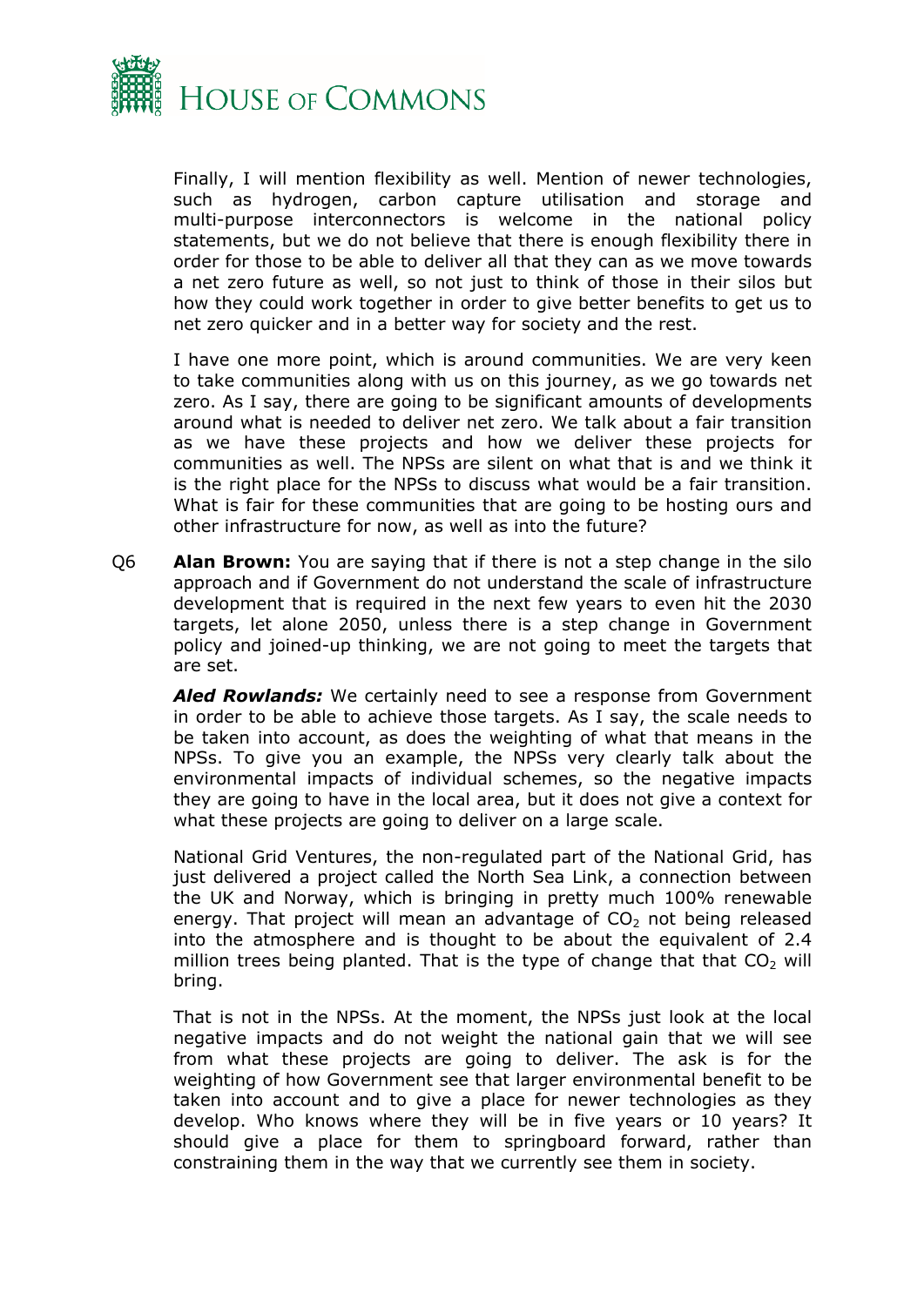Finally, I will mention flexibility as well. Mention of newer technologies, such as hydrogen, carbon capture utilisation and storage and multi-purpose interconnectors is welcome in the national policy statements, but we do not believe that there is enough flexibility there in order for those to be able to deliver all that they can as we move towards a net zero future as well, so not just to think of those in their silos but how they could work together in order to give better benefits to get us to net zero quicker and in a better way for society and the rest.

I have one more point, which is around communities. We are very keen to take communities along with us on this journey, as we go towards net zero. As I say, there are going to be significant amounts of developments around what is needed to deliver net zero. We talk about a fair transition as we have these projects and how we deliver these projects for communities as well. The NPSs are silent on what that is and we think it is the right place for the NPSs to discuss what would be a fair transition. What is fair for these communities that are going to be hosting ours and other infrastructure for now, as well as into the future?

Q6 **Alan Brown:** You are saying that if there is not a step change in the silo approach and if Government do not understand the scale of infrastructure development that is required in the next few years to even hit the 2030 targets, let alone 2050, unless there is a step change in Government policy and joined-up thinking, we are not going to meet the targets that are set.

***Aled Rowlands:*** We certainly need to see a response from Government in order to be able to achieve those targets. As I say, the scale needs to be taken into account, as does the weighting of what that means in the NPSs. To give you an example, the NPSs very clearly talk about the environmental impacts of individual schemes, so the negative impacts they are going to have in the local area, but it does not give a context for what these projects are going to deliver on a large scale.

National Grid Ventures, the non-regulated part of the National Grid, has just delivered a project called the North Sea Link, a connection between the UK and Norway, which is bringing in pretty much 100% renewable energy. That project will mean an advantage of $CO_2$ not being released into the atmosphere and is thought to be about the equivalent of 2.4 million trees being planted. That is the type of change that that $CO_2$ will bring.

That is not in the NPSs. At the moment, the NPSs just look at the local negative impacts and do not weight the national gain that we will see from what these projects are going to deliver. The ask is for the weighting of how Government see that larger environmental benefit to be taken into account and to give a place for newer technologies as they develop. Who knows where they will be in five years or 10 years? It should give a place for them to springboard forward, rather than constraining them in the way that we currently see them in society.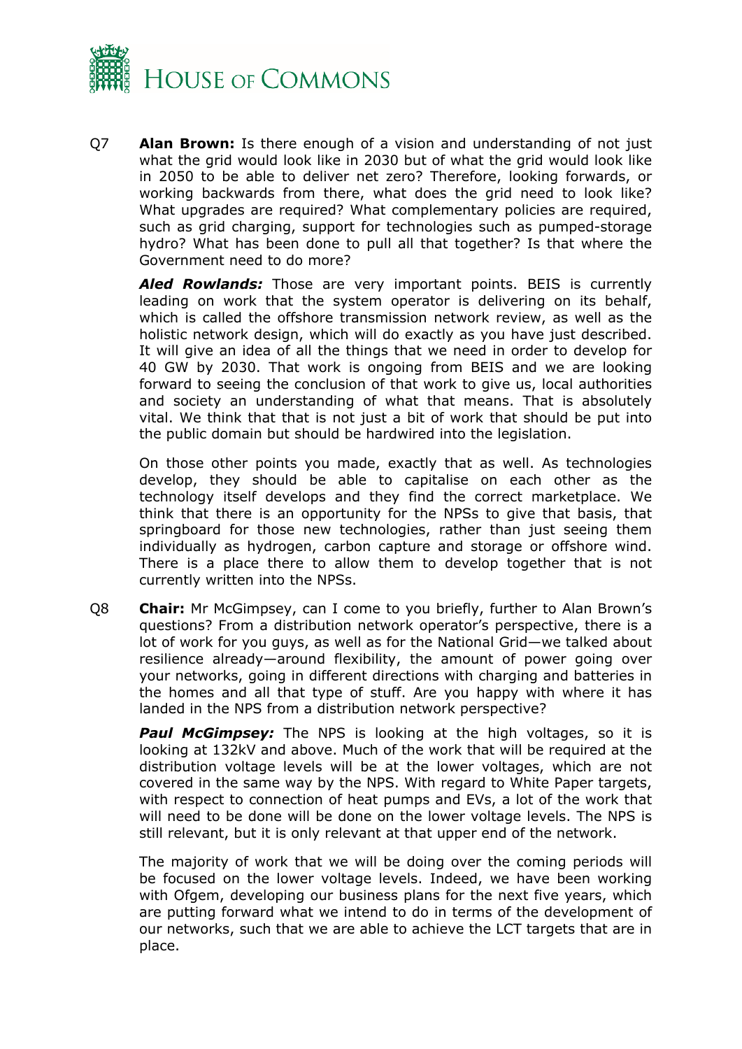Q7 **Alan Brown:** Is there enough of a vision and understanding of not just what the grid would look like in 2030 but of what the grid would look like in 2050 to be able to deliver net zero? Therefore, looking forwards, or working backwards from there, what does the grid need to look like? What upgrades are required? What complementary policies are required, such as grid charging, support for technologies such as pumped-storage hydro? What has been done to pull all that together? Is that where the Government need to do more?

***Aled Rowlands:*** Those are very important points. BEIS is currently leading on work that the system operator is delivering on its behalf, which is called the offshore transmission network review, as well as the holistic network design, which will do exactly as you have just described. It will give an idea of all the things that we need in order to develop for 40 GW by 2030. That work is ongoing from BEIS and we are looking forward to seeing the conclusion of that work to give us, local authorities and society an understanding of what that means. That is absolutely vital. We think that that is not just a bit of work that should be put into the public domain but should be hardwired into the legislation.

On those other points you made, exactly that as well. As technologies develop, they should be able to capitalise on each other as the technology itself develops and they find the correct marketplace. We think that there is an opportunity for the NPSs to give that basis, that springboard for those new technologies, rather than just seeing them individually as hydrogen, carbon capture and storage or offshore wind. There is a place there to allow them to develop together that is not currently written into the NPSs.

Q8 **Chair:** Mr McGimpsey, can I come to you briefly, further to Alan Brown's questions? From a distribution network operator's perspective, there is a lot of work for you guys, as well as for the National Grid—we talked about resilience already—around flexibility, the amount of power going over your networks, going in different directions with charging and batteries in the homes and all that type of stuff. Are you happy with where it has landed in the NPS from a distribution network perspective?

***Paul McGimpsey:*** The NPS is looking at the high voltages, so it is looking at 132kV and above. Much of the work that will be required at the distribution voltage levels will be at the lower voltages, which are not covered in the same way by the NPS. With regard to White Paper targets, with respect to connection of heat pumps and EVs, a lot of the work that will need to be done will be done on the lower voltage levels. The NPS is still relevant, but it is only relevant at that upper end of the network.

The majority of work that we will be doing over the coming periods will be focused on the lower voltage levels. Indeed, we have been working with Ofgem, developing our business plans for the next five years, which are putting forward what we intend to do in terms of the development of our networks, such that we are able to achieve the LCT targets that are in place.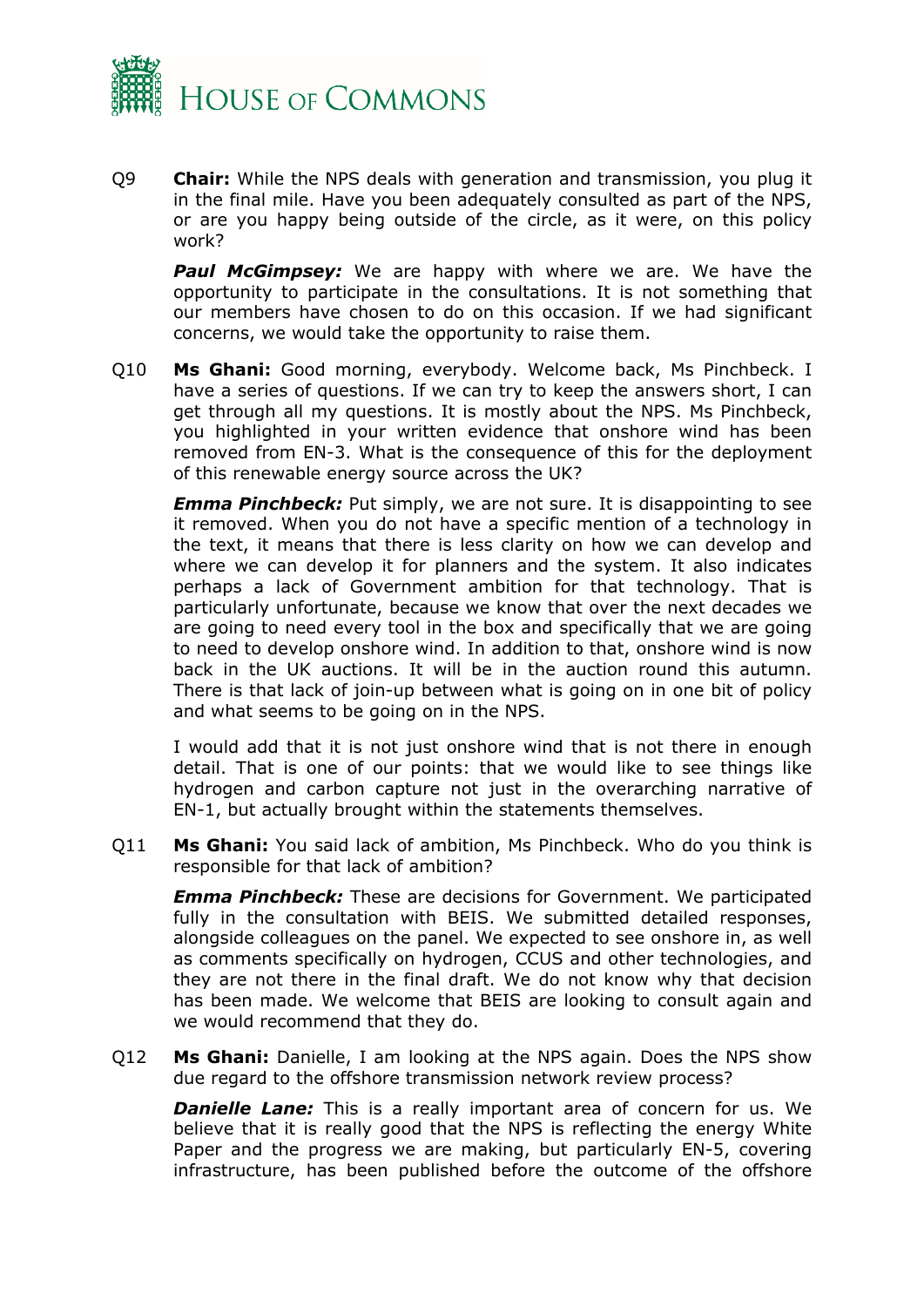Q9 **Chair:** While the NPS deals with generation and transmission, you plug it in the final mile. Have you been adequately consulted as part of the NPS, or are you happy being outside of the circle, as it were, on this policy work?

***Paul McGimpsey:*** We are happy with where we are. We have the opportunity to participate in the consultations. It is not something that our members have chosen to do on this occasion. If we had significant concerns, we would take the opportunity to raise them.

Q10 **Ms Ghani:** Good morning, everybody. Welcome back, Ms Pinchbeck. I have a series of questions. If we can try to keep the answers short, I can get through all my questions. It is mostly about the NPS. Ms Pinchbeck, you highlighted in your written evidence that onshore wind has been removed from EN-3. What is the consequence of this for the deployment of this renewable energy source across the UK?

***Emma Pinchbeck:*** Put simply, we are not sure. It is disappointing to see it removed. When you do not have a specific mention of a technology in the text, it means that there is less clarity on how we can develop and where we can develop it for planners and the system. It also indicates perhaps a lack of Government ambition for that technology. That is particularly unfortunate, because we know that over the next decades we are going to need every tool in the box and specifically that we are going to need to develop onshore wind. In addition to that, onshore wind is now back in the UK auctions. It will be in the auction round this autumn. There is that lack of join-up between what is going on in one bit of policy and what seems to be going on in the NPS.

I would add that it is not just onshore wind that is not there in enough detail. That is one of our points: that we would like to see things like hydrogen and carbon capture not just in the overarching narrative of EN-1, but actually brought within the statements themselves.

Q11 **Ms Ghani:** You said lack of ambition, Ms Pinchbeck. Who do you think is responsible for that lack of ambition?

***Emma Pinchbeck:*** These are decisions for Government. We participated fully in the consultation with BEIS. We submitted detailed responses, alongside colleagues on the panel. We expected to see onshore in, as well as comments specifically on hydrogen, CCUS and other technologies, and they are not there in the final draft. We do not know why that decision has been made. We welcome that BEIS are looking to consult again and we would recommend that they do.

Q12 **Ms Ghani:** Danielle, I am looking at the NPS again. Does the NPS show due regard to the offshore transmission network review process?

***Danielle Lane:*** This is a really important area of concern for us. We believe that it is really good that the NPS is reflecting the energy White Paper and the progress we are making, but particularly EN-5, covering infrastructure, has been published before the outcome of the offshore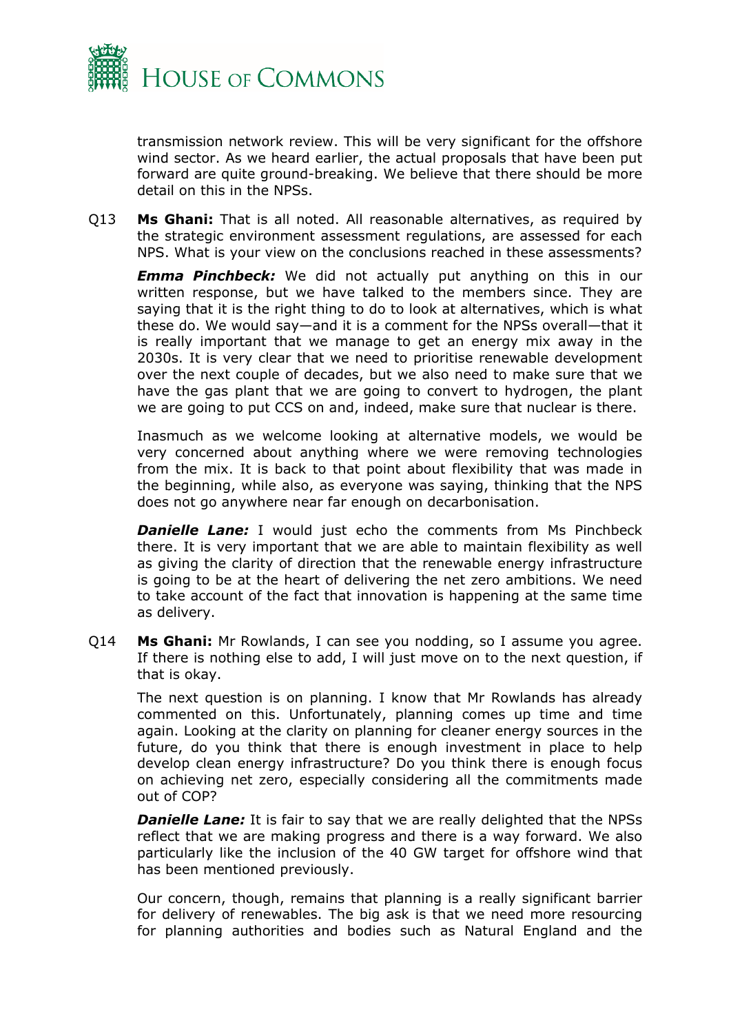transmission network review. This will be very significant for the offshore wind sector. As we heard earlier, the actual proposals that have been put forward are quite ground-breaking. We believe that there should be more detail on this in the NPSs.

Q13 **Ms Ghani:** That is all noted. All reasonable alternatives, as required by the strategic environment assessment regulations, are assessed for each NPS. What is your view on the conclusions reached in these assessments?

***Emma Pinchbeck:*** We did not actually put anything on this in our written response, but we have talked to the members since. They are saying that it is the right thing to do to look at alternatives, which is what these do. We would say—and it is a comment for the NPSs overall—that it is really important that we manage to get an energy mix away in the 2030s. It is very clear that we need to prioritise renewable development over the next couple of decades, but we also need to make sure that we have the gas plant that we are going to convert to hydrogen, the plant we are going to put CCS on and, indeed, make sure that nuclear is there.

Inasmuch as we welcome looking at alternative models, we would be very concerned about anything where we were removing technologies from the mix. It is back to that point about flexibility that was made in the beginning, while also, as everyone was saying, thinking that the NPS does not go anywhere near far enough on decarbonisation.

***Danielle Lane:*** I would just echo the comments from Ms Pinchbeck there. It is very important that we are able to maintain flexibility as well as giving the clarity of direction that the renewable energy infrastructure is going to be at the heart of delivering the net zero ambitions. We need to take account of the fact that innovation is happening at the same time as delivery.

Q14 **Ms Ghani:** Mr Rowlands, I can see you nodding, so I assume you agree. If there is nothing else to add, I will just move on to the next question, if that is okay.

The next question is on planning. I know that Mr Rowlands has already commented on this. Unfortunately, planning comes up time and time again. Looking at the clarity on planning for cleaner energy sources in the future, do you think that there is enough investment in place to help develop clean energy infrastructure? Do you think there is enough focus on achieving net zero, especially considering all the commitments made out of COP?

***Danielle Lane:*** It is fair to say that we are really delighted that the NPSs reflect that we are making progress and there is a way forward. We also particularly like the inclusion of the 40 GW target for offshore wind that has been mentioned previously.

Our concern, though, remains that planning is a really significant barrier for delivery of renewables. The big ask is that we need more resourcing for planning authorities and bodies such as Natural England and the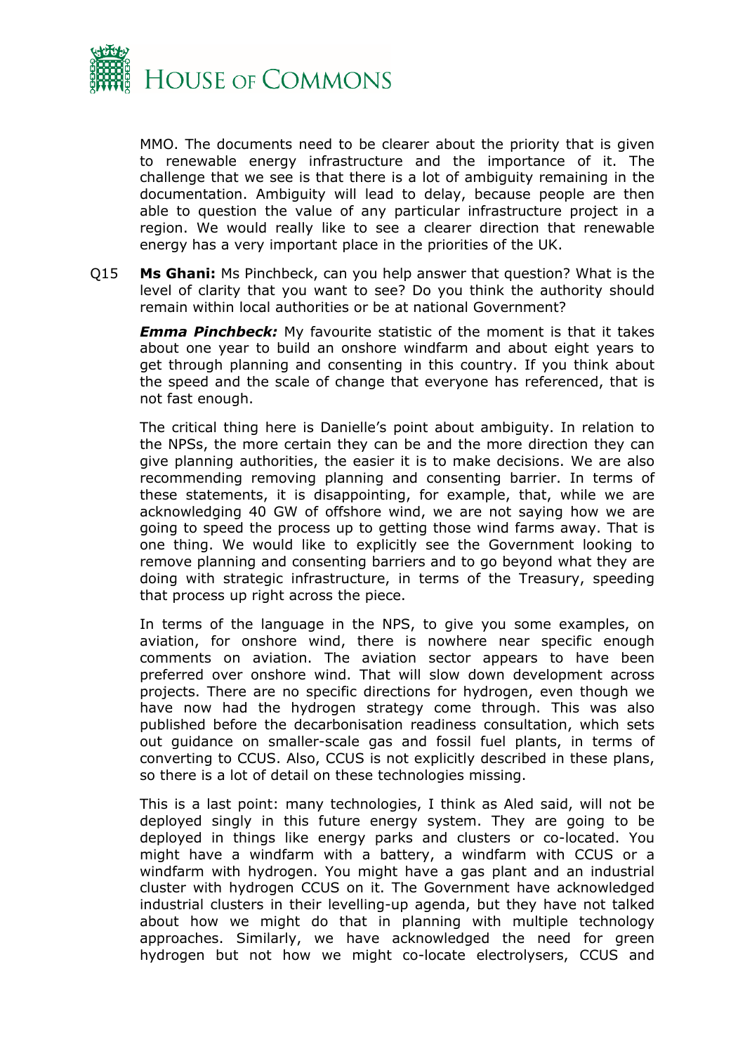MMO. The documents need to be clearer about the priority that is given to renewable energy infrastructure and the importance of it. The challenge that we see is that there is a lot of ambiguity remaining in the documentation. Ambiguity will lead to delay, because people are then able to question the value of any particular infrastructure project in a region. We would really like to see a clearer direction that renewable energy has a very important place in the priorities of the UK.

Q15 **Ms Ghani:** Ms Pinchbeck, can you help answer that question? What is the level of clarity that you want to see? Do you think the authority should remain within local authorities or be at national Government?

***Emma Pinchbeck:*** My favourite statistic of the moment is that it takes about one year to build an onshore windfarm and about eight years to get through planning and consenting in this country. If you think about the speed and the scale of change that everyone has referenced, that is not fast enough.

The critical thing here is Danielle's point about ambiguity. In relation to the NPSs, the more certain they can be and the more direction they can give planning authorities, the easier it is to make decisions. We are also recommending removing planning and consenting barrier. In terms of these statements, it is disappointing, for example, that, while we are acknowledging 40 GW of offshore wind, we are not saying how we are going to speed the process up to getting those wind farms away. That is one thing. We would like to explicitly see the Government looking to remove planning and consenting barriers and to go beyond what they are doing with strategic infrastructure, in terms of the Treasury, speeding that process up right across the piece.

In terms of the language in the NPS, to give you some examples, on aviation, for onshore wind, there is nowhere near specific enough comments on aviation. The aviation sector appears to have been preferred over onshore wind. That will slow down development across projects. There are no specific directions for hydrogen, even though we have now had the hydrogen strategy come through. This was also published before the decarbonisation readiness consultation, which sets out guidance on smaller-scale gas and fossil fuel plants, in terms of converting to CCUS. Also, CCUS is not explicitly described in these plans, so there is a lot of detail on these technologies missing.

This is a last point: many technologies, I think as Aled said, will not be deployed singly in this future energy system. They are going to be deployed in things like energy parks and clusters or co-located. You might have a windfarm with a battery, a windfarm with CCUS or a windfarm with hydrogen. You might have a gas plant and an industrial cluster with hydrogen CCUS on it. The Government have acknowledged industrial clusters in their levelling-up agenda, but they have not talked about how we might do that in planning with multiple technology approaches. Similarly, we have acknowledged the need for green hydrogen but not how we might co-locate electrolysers, CCUS and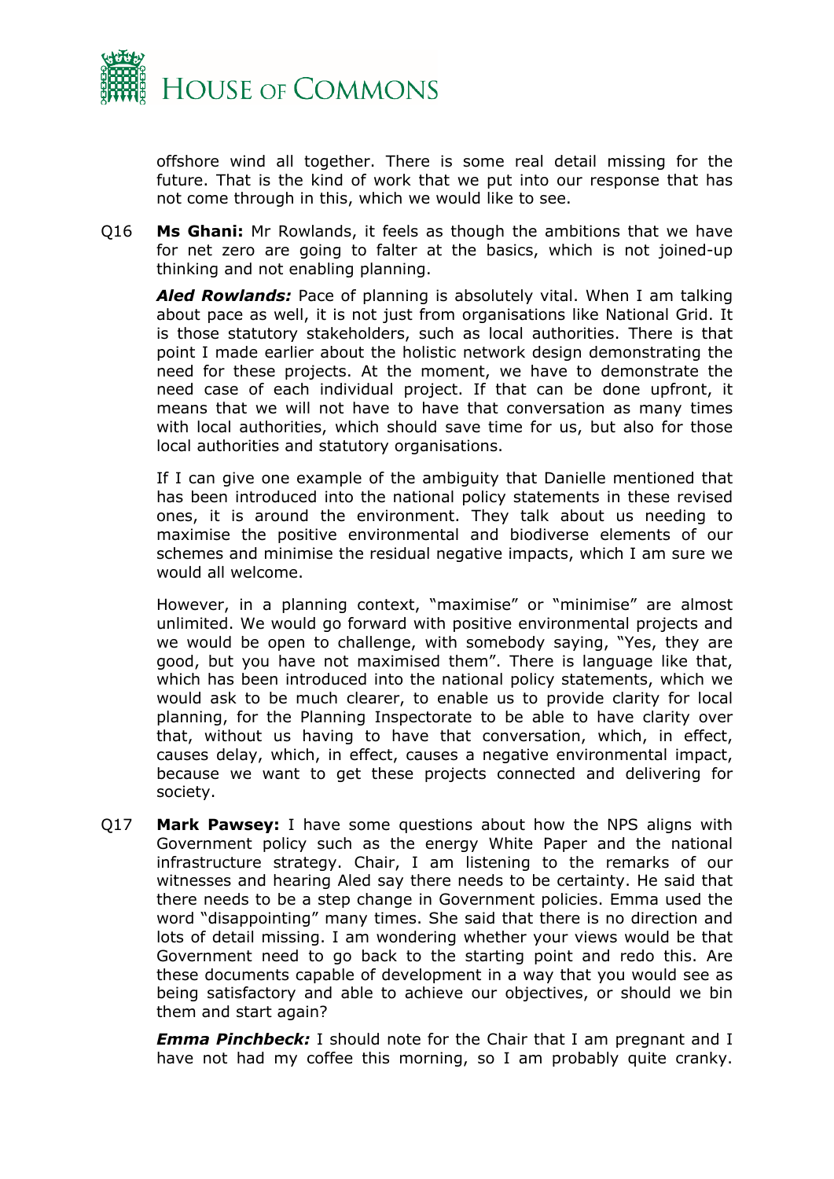offshore wind all together. There is some real detail missing for the future. That is the kind of work that we put into our response that has not come through in this, which we would like to see.

Q16 **Ms Ghani:** Mr Rowlands, it feels as though the ambitions that we have for net zero are going to falter at the basics, which is not joined-up thinking and not enabling planning.

***Aled Rowlands:*** Pace of planning is absolutely vital. When I am talking about pace as well, it is not just from organisations like National Grid. It is those statutory stakeholders, such as local authorities. There is that point I made earlier about the holistic network design demonstrating the need for these projects. At the moment, we have to demonstrate the need case of each individual project. If that can be done upfront, it means that we will not have to have that conversation as many times with local authorities, which should save time for us, but also for those local authorities and statutory organisations.

If I can give one example of the ambiguity that Danielle mentioned that has been introduced into the national policy statements in these revised ones, it is around the environment. They talk about us needing to maximise the positive environmental and biodiverse elements of our schemes and minimise the residual negative impacts, which I am sure we would all welcome.

However, in a planning context, "maximise" or "minimise" are almost unlimited. We would go forward with positive environmental projects and we would be open to challenge, with somebody saying, "Yes, they are good, but you have not maximised them". There is language like that, which has been introduced into the national policy statements, which we would ask to be much clearer, to enable us to provide clarity for local planning, for the Planning Inspectorate to be able to have clarity over that, without us having to have that conversation, which, in effect, causes delay, which, in effect, causes a negative environmental impact, because we want to get these projects connected and delivering for society.

Q17 **Mark Pawsey:** I have some questions about how the NPS aligns with Government policy such as the energy White Paper and the national infrastructure strategy. Chair, I am listening to the remarks of our witnesses and hearing Aled say there needs to be certainty. He said that there needs to be a step change in Government policies. Emma used the word "disappointing" many times. She said that there is no direction and lots of detail missing. I am wondering whether your views would be that Government need to go back to the starting point and redo this. Are these documents capable of development in a way that you would see as being satisfactory and able to achieve our objectives, or should we bin them and start again?

***Emma Pinchbeck:*** I should note for the Chair that I am pregnant and I have not had my coffee this morning, so I am probably quite cranky.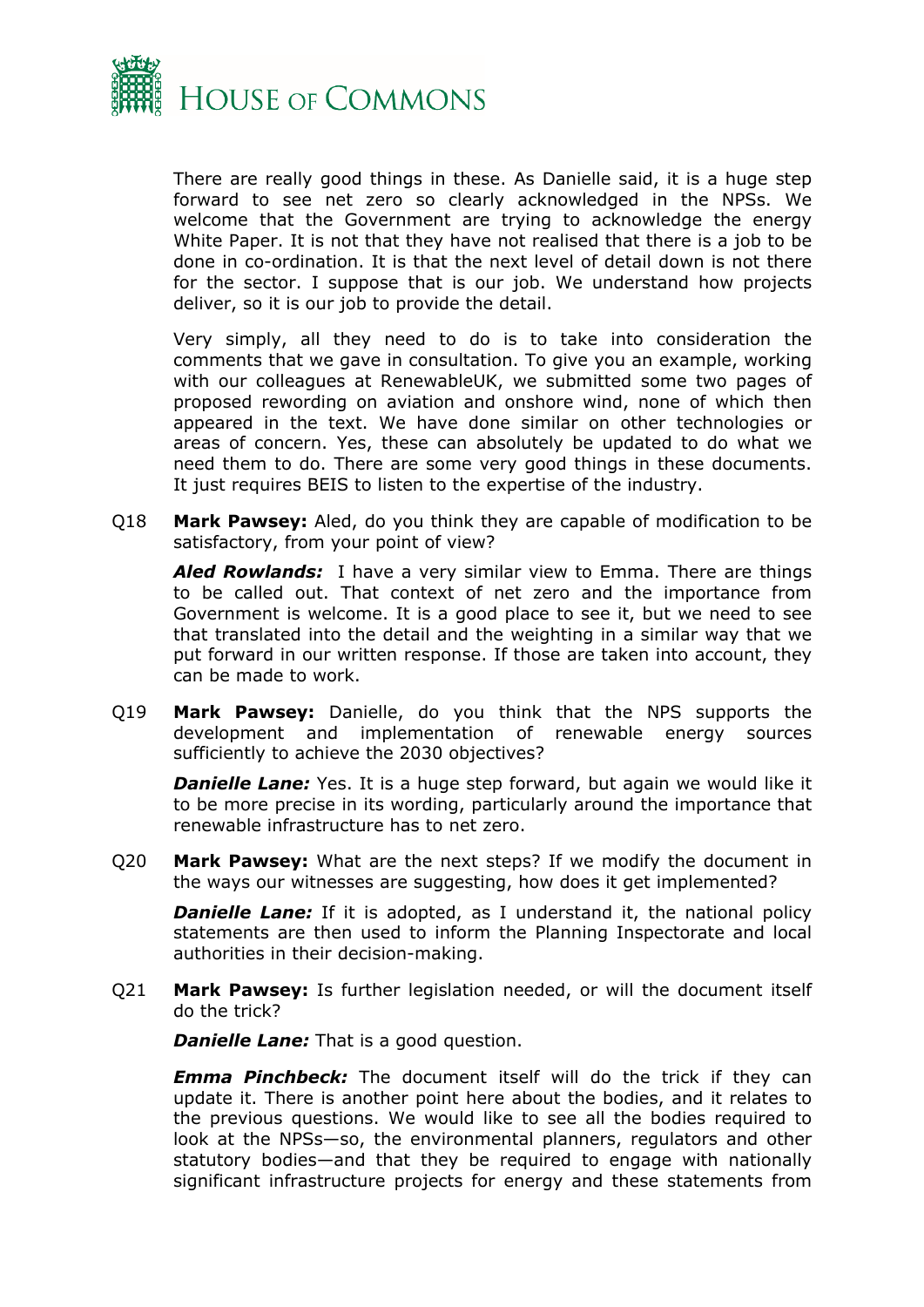There are really good things in these. As Danielle said, it is a huge step forward to see net zero so clearly acknowledged in the NPSs. We welcome that the Government are trying to acknowledge the energy White Paper. It is not that they have not realised that there is a job to be done in co-ordination. It is that the next level of detail down is not there for the sector. I suppose that is our job. We understand how projects deliver, so it is our job to provide the detail.

Very simply, all they need to do is to take into consideration the comments that we gave in consultation. To give you an example, working with our colleagues at RenewableUK, we submitted some two pages of proposed rewording on aviation and onshore wind, none of which then appeared in the text. We have done similar on other technologies or areas of concern. Yes, these can absolutely be updated to do what we need them to do. There are some very good things in these documents. It just requires BEIS to listen to the expertise of the industry.

Q18 **Mark Pawsey:** Aled, do you think they are capable of modification to be satisfactory, from your point of view?

***Aled Rowlands:*** I have a very similar view to Emma. There are things to be called out. That context of net zero and the importance from Government is welcome. It is a good place to see it, but we need to see that translated into the detail and the weighting in a similar way that we put forward in our written response. If those are taken into account, they can be made to work.

Q19 **Mark Pawsey:** Danielle, do you think that the NPS supports the development and implementation of renewable energy sources sufficiently to achieve the 2030 objectives?

***Danielle Lane:*** Yes. It is a huge step forward, but again we would like it to be more precise in its wording, particularly around the importance that renewable infrastructure has to net zero.

Q20 **Mark Pawsey:** What are the next steps? If we modify the document in the ways our witnesses are suggesting, how does it get implemented?

***Danielle Lane:*** If it is adopted, as I understand it, the national policy statements are then used to inform the Planning Inspectorate and local authorities in their decision-making.

Q21 **Mark Pawsey:** Is further legislation needed, or will the document itself do the trick?

***Danielle Lane:*** That is a good question.

***Emma Pinchbeck:*** The document itself will do the trick if they can update it. There is another point here about the bodies, and it relates to the previous questions. We would like to see all the bodies required to look at the NPSs—so, the environmental planners, regulators and other statutory bodies—and that they be required to engage with nationally significant infrastructure projects for energy and these statements from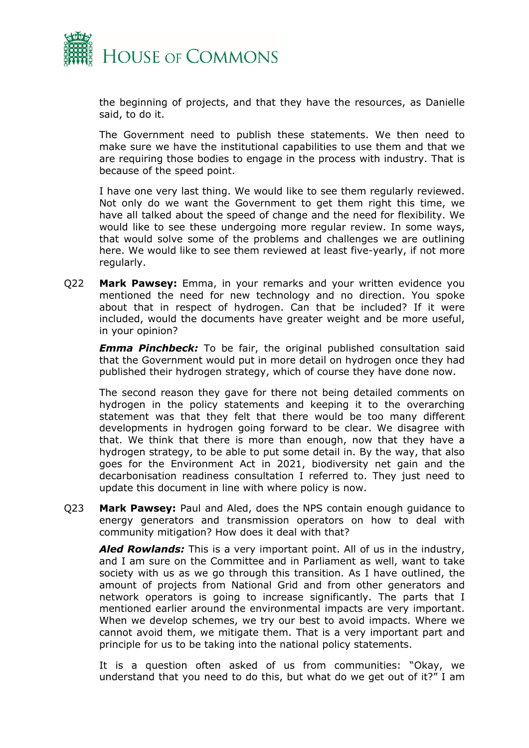the beginning of projects, and that they have the resources, as Danielle said, to do it.

The Government need to publish these statements. We then need to make sure we have the institutional capabilities to use them and that we are requiring those bodies to engage in the process with industry. That is because of the speed point.

I have one very last thing. We would like to see them regularly reviewed. Not only do we want the Government to get them right this time, we have all talked about the speed of change and the need for flexibility. We would like to see these undergoing more regular review. In some ways, that would solve some of the problems and challenges we are outlining here. We would like to see them reviewed at least five-yearly, if not more regularly.

Q22 **Mark Pawsey:** Emma, in your remarks and your written evidence you mentioned the need for new technology and no direction. You spoke about that in respect of hydrogen. Can that be included? If it were included, would the documents have greater weight and be more useful, in your opinion?

***Emma Pinchbeck:*** To be fair, the original published consultation said that the Government would put in more detail on hydrogen once they had published their hydrogen strategy, which of course they have done now.

The second reason they gave for there not being detailed comments on hydrogen in the policy statements and keeping it to the overarching statement was that they felt that there would be too many different developments in hydrogen going forward to be clear. We disagree with that. We think that there is more than enough, now that they have a hydrogen strategy, to be able to put some detail in. By the way, that also goes for the Environment Act in 2021, biodiversity net gain and the decarbonisation readiness consultation I referred to. They just need to update this document in line with where policy is now.

Q23 **Mark Pawsey:** Paul and Aled, does the NPS contain enough guidance to energy generators and transmission operators on how to deal with community mitigation? How does it deal with that?

***Aled Rowlands:*** This is a very important point. All of us in the industry, and I am sure on the Committee and in Parliament as well, want to take society with us as we go through this transition. As I have outlined, the amount of projects from National Grid and from other generators and network operators is going to increase significantly. The parts that I mentioned earlier around the environmental impacts are very important. When we develop schemes, we try our best to avoid impacts. Where we cannot avoid them, we mitigate them. That is a very important part and principle for us to be taking into the national policy statements.

It is a question often asked of us from communities: "Okay, we understand that you need to do this, but what do we get out of it?" I am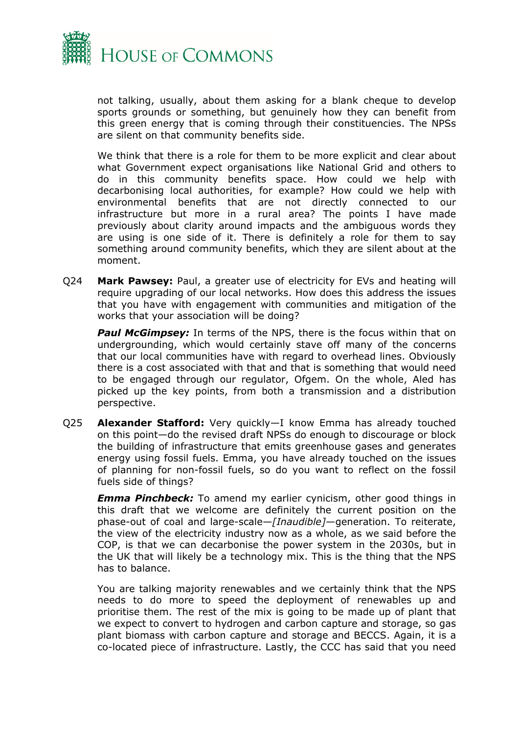not talking, usually, about them asking for a blank cheque to develop sports grounds or something, but genuinely how they can benefit from this green energy that is coming through their constituencies. The NPSs are silent on that community benefits side.

We think that there is a role for them to be more explicit and clear about what Government expect organisations like National Grid and others to do in this community benefits space. How could we help with decarbonising local authorities, for example? How could we help with environmental benefits that are not directly connected to our infrastructure but more in a rural area? The points I have made previously about clarity around impacts and the ambiguous words they are using is one side of it. There is definitely a role for them to say something around community benefits, which they are silent about at the moment.

Q24 **Mark Pawsey:** Paul, a greater use of electricity for EVs and heating will require upgrading of our local networks. How does this address the issues that you have with engagement with communities and mitigation of the works that your association will be doing?

***Paul McGimpsey:*** In terms of the NPS, there is the focus within that on undergrounding, which would certainly stave off many of the concerns that our local communities have with regard to overhead lines. Obviously there is a cost associated with that and that is something that would need to be engaged through our regulator, Ofgem. On the whole, Aled has picked up the key points, from both a transmission and a distribution perspective.

Q25 **Alexander Stafford:** Very quickly—I know Emma has already touched on this point—do the revised draft NPSs do enough to discourage or block the building of infrastructure that emits greenhouse gases and generates energy using fossil fuels. Emma, you have already touched on the issues of planning for non-fossil fuels, so do you want to reflect on the fossil fuels side of things?

***Emma Pinchbeck:*** To amend my earlier cynicism, other good things in this draft that we welcome are definitely the current position on the phase-out of coal and large-scale—*[Inaudible]*—generation. To reiterate, the view of the electricity industry now as a whole, as we said before the COP, is that we can decarbonise the power system in the 2030s, but in the UK that will likely be a technology mix. This is the thing that the NPS has to balance.

You are talking majority renewables and we certainly think that the NPS needs to do more to speed the deployment of renewables up and prioritise them. The rest of the mix is going to be made up of plant that we expect to convert to hydrogen and carbon capture and storage, so gas plant biomass with carbon capture and storage and BECCS. Again, it is a co-located piece of infrastructure. Lastly, the CCC has said that you need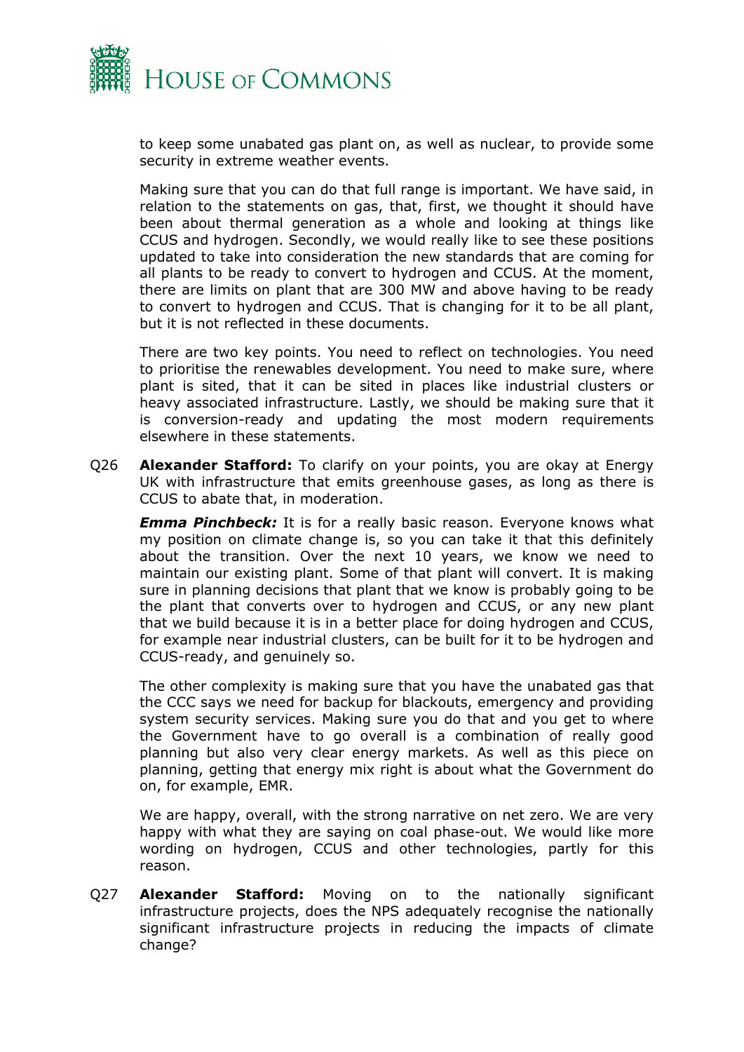to keep some unabated gas plant on, as well as nuclear, to provide some security in extreme weather events.

Making sure that you can do that full range is important. We have said, in relation to the statements on gas, that, first, we thought it should have been about thermal generation as a whole and looking at things like CCUS and hydrogen. Secondly, we would really like to see these positions updated to take into consideration the new standards that are coming for all plants to be ready to convert to hydrogen and CCUS. At the moment, there are limits on plant that are 300 MW and above having to be ready to convert to hydrogen and CCUS. That is changing for it to be all plant, but it is not reflected in these documents.

There are two key points. You need to reflect on technologies. You need to prioritise the renewables development. You need to make sure, where plant is sited, that it can be sited in places like industrial clusters or heavy associated infrastructure. Lastly, we should be making sure that it is conversion-ready and updating the most modern requirements elsewhere in these statements.

Q26 **Alexander Stafford:** To clarify on your points, you are okay at Energy UK with infrastructure that emits greenhouse gases, as long as there is CCUS to abate that, in moderation.

***Emma Pinchbeck:*** It is for a really basic reason. Everyone knows what my position on climate change is, so you can take it that this definitely about the transition. Over the next 10 years, we know we need to maintain our existing plant. Some of that plant will convert. It is making sure in planning decisions that plant that we know is probably going to be the plant that converts over to hydrogen and CCUS, or any new plant that we build because it is in a better place for doing hydrogen and CCUS, for example near industrial clusters, can be built for it to be hydrogen and CCUS-ready, and genuinely so.

The other complexity is making sure that you have the unabated gas that the CCC says we need for backup for blackouts, emergency and providing system security services. Making sure you do that and you get to where the Government have to go overall is a combination of really good planning but also very clear energy markets. As well as this piece on planning, getting that energy mix right is about what the Government do on, for example, EMR.

We are happy, overall, with the strong narrative on net zero. We are very happy with what they are saying on coal phase-out. We would like more wording on hydrogen, CCUS and other technologies, partly for this reason.

Q27 **Alexander Stafford:** Moving on to the nationally significant infrastructure projects, does the NPS adequately recognise the nationally significant infrastructure projects in reducing the impacts of climate change?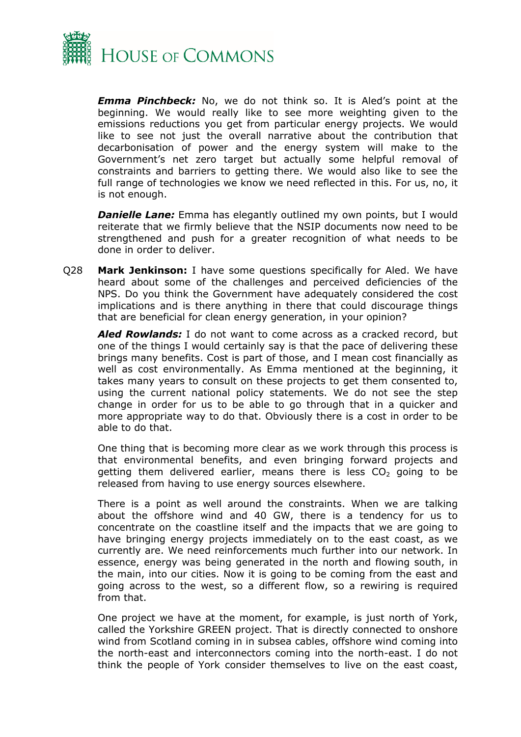***Emma Pinchbeck:*** No, we do not think so. It is Aled's point at the beginning. We would really like to see more weighting given to the emissions reductions you get from particular energy projects. We would like to see not just the overall narrative about the contribution that decarbonisation of power and the energy system will make to the Government's net zero target but actually some helpful removal of constraints and barriers to getting there. We would also like to see the full range of technologies we know we need reflected in this. For us, no, it is not enough.

***Danielle Lane:*** Emma has elegantly outlined my own points, but I would reiterate that we firmly believe that the NSIP documents now need to be strengthened and push for a greater recognition of what needs to be done in order to deliver.

Q28 **Mark Jenkinson:** I have some questions specifically for Aled. We have heard about some of the challenges and perceived deficiencies of the NPS. Do you think the Government have adequately considered the cost implications and is there anything in there that could discourage things that are beneficial for clean energy generation, in your opinion?

***Aled Rowlands:*** I do not want to come across as a cracked record, but one of the things I would certainly say is that the pace of delivering these brings many benefits. Cost is part of those, and I mean cost financially as well as cost environmentally. As Emma mentioned at the beginning, it takes many years to consult on these projects to get them consented to, using the current national policy statements. We do not see the step change in order for us to be able to go through that in a quicker and more appropriate way to do that. Obviously there is a cost in order to be able to do that.

One thing that is becoming more clear as we work through this process is that environmental benefits, and even bringing forward projects and getting them delivered earlier, means there is less $CO_2$ going to be released from having to use energy sources elsewhere.

There is a point as well around the constraints. When we are talking about the offshore wind and 40 GW, there is a tendency for us to concentrate on the coastline itself and the impacts that we are going to have bringing energy projects immediately on to the east coast, as we currently are. We need reinforcements much further into our network. In essence, energy was being generated in the north and flowing south, in the main, into our cities. Now it is going to be coming from the east and going across to the west, so a different flow, so a rewiring is required from that.

One project we have at the moment, for example, is just north of York, called the Yorkshire GREEN project. That is directly connected to onshore wind from Scotland coming in in subsea cables, offshore wind coming into the north-east and interconnectors coming into the north-east. I do not think the people of York consider themselves to live on the east coast,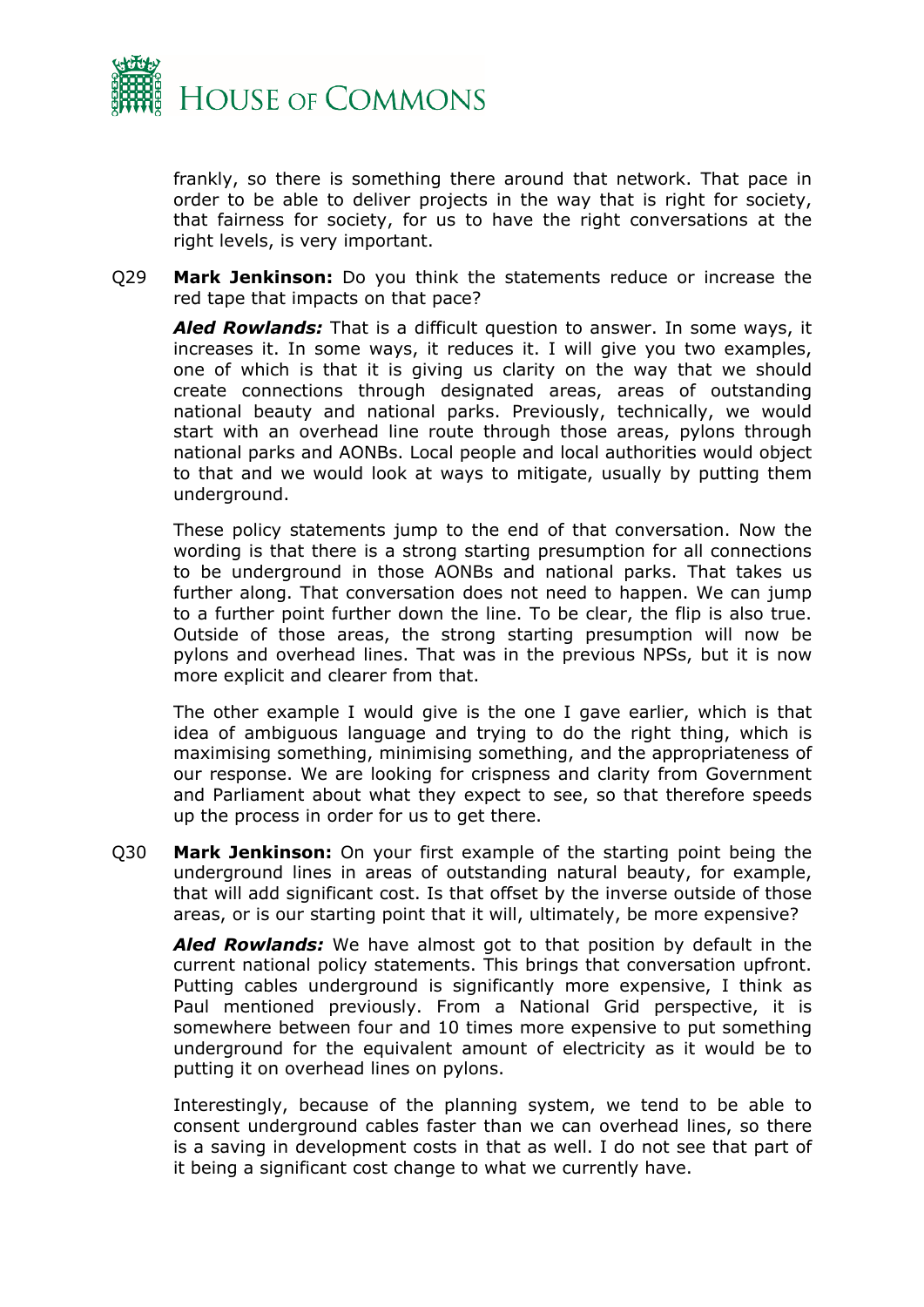frankly, so there is something there around that network. That pace in order to be able to deliver projects in the way that is right for society, that fairness for society, for us to have the right conversations at the right levels, is very important.

Q29 **Mark Jenkinson:** Do you think the statements reduce or increase the red tape that impacts on that pace?

***Aled Rowlands:*** That is a difficult question to answer. In some ways, it increases it. In some ways, it reduces it. I will give you two examples, one of which is that it is giving us clarity on the way that we should create connections through designated areas, areas of outstanding national beauty and national parks. Previously, technically, we would start with an overhead line route through those areas, pylons through national parks and AONBs. Local people and local authorities would object to that and we would look at ways to mitigate, usually by putting them underground.

These policy statements jump to the end of that conversation. Now the wording is that there is a strong starting presumption for all connections to be underground in those AONBs and national parks. That takes us further along. That conversation does not need to happen. We can jump to a further point further down the line. To be clear, the flip is also true. Outside of those areas, the strong starting presumption will now be pylons and overhead lines. That was in the previous NPSs, but it is now more explicit and clearer from that.

The other example I would give is the one I gave earlier, which is that idea of ambiguous language and trying to do the right thing, which is maximising something, minimising something, and the appropriateness of our response. We are looking for crispness and clarity from Government and Parliament about what they expect to see, so that therefore speeds up the process in order for us to get there.

Q30 **Mark Jenkinson:** On your first example of the starting point being the underground lines in areas of outstanding natural beauty, for example, that will add significant cost. Is that offset by the inverse outside of those areas, or is our starting point that it will, ultimately, be more expensive?

***Aled Rowlands:*** We have almost got to that position by default in the current national policy statements. This brings that conversation upfront. Putting cables underground is significantly more expensive, I think as Paul mentioned previously. From a National Grid perspective, it is somewhere between four and 10 times more expensive to put something underground for the equivalent amount of electricity as it would be to putting it on overhead lines on pylons.

Interestingly, because of the planning system, we tend to be able to consent underground cables faster than we can overhead lines, so there is a saving in development costs in that as well. I do not see that part of it being a significant cost change to what we currently have.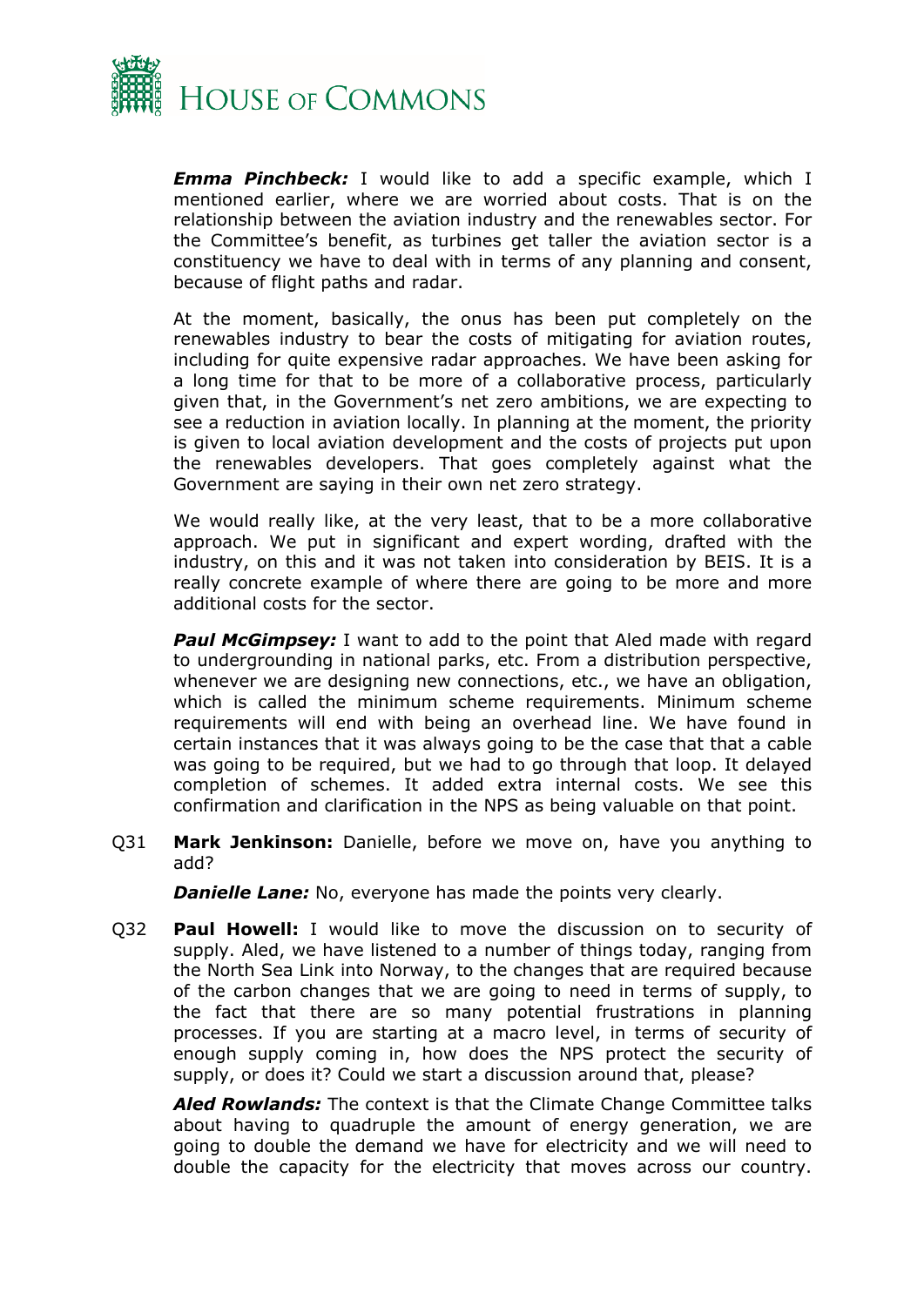***Emma Pinchbeck:*** I would like to add a specific example, which I mentioned earlier, where we are worried about costs. That is on the relationship between the aviation industry and the renewables sector. For the Committee's benefit, as turbines get taller the aviation sector is a constituency we have to deal with in terms of any planning and consent, because of flight paths and radar.

At the moment, basically, the onus has been put completely on the renewables industry to bear the costs of mitigating for aviation routes, including for quite expensive radar approaches. We have been asking for a long time for that to be more of a collaborative process, particularly given that, in the Government's net zero ambitions, we are expecting to see a reduction in aviation locally. In planning at the moment, the priority is given to local aviation development and the costs of projects put upon the renewables developers. That goes completely against what the Government are saying in their own net zero strategy.

We would really like, at the very least, that to be a more collaborative approach. We put in significant and expert wording, drafted with the industry, on this and it was not taken into consideration by BEIS. It is a really concrete example of where there are going to be more and more additional costs for the sector.

***Paul McGimpsey:*** I want to add to the point that Aled made with regard to undergrounding in national parks, etc. From a distribution perspective, whenever we are designing new connections, etc., we have an obligation, which is called the minimum scheme requirements. Minimum scheme requirements will end with being an overhead line. We have found in certain instances that it was always going to be the case that that a cable was going to be required, but we had to go through that loop. It delayed completion of schemes. It added extra internal costs. We see this confirmation and clarification in the NPS as being valuable on that point.

Q31 **Mark Jenkinson:** Danielle, before we move on, have you anything to add?

***Danielle Lane:*** No, everyone has made the points very clearly.

Q32 **Paul Howell:** I would like to move the discussion on to security of supply. Aled, we have listened to a number of things today, ranging from the North Sea Link into Norway, to the changes that are required because of the carbon changes that we are going to need in terms of supply, to the fact that there are so many potential frustrations in planning processes. If you are starting at a macro level, in terms of security of enough supply coming in, how does the NPS protect the security of supply, or does it? Could we start a discussion around that, please?

***Aled Rowlands:*** The context is that the Climate Change Committee talks about having to quadruple the amount of energy generation, we are going to double the demand we have for electricity and we will need to double the capacity for the electricity that moves across our country.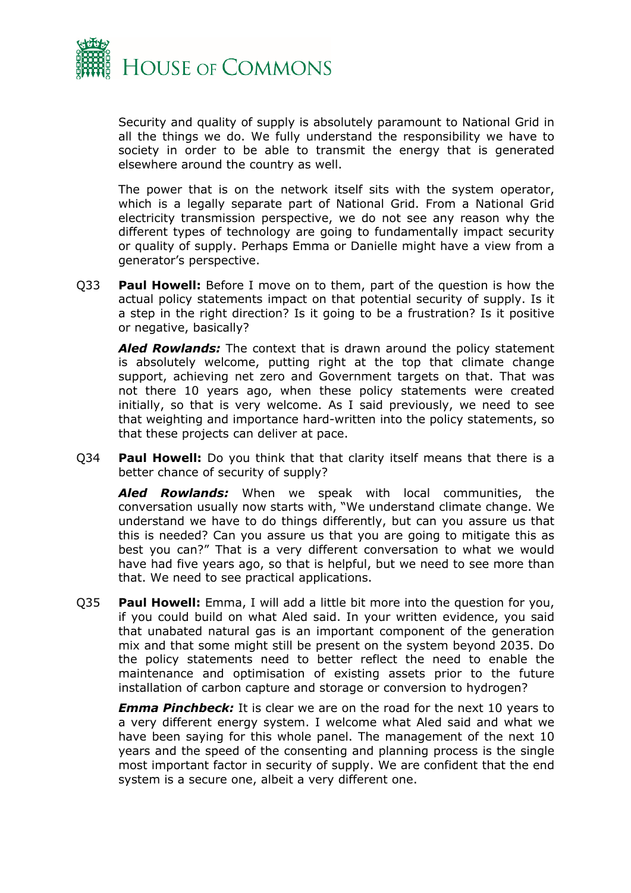Security and quality of supply is absolutely paramount to National Grid in all the things we do. We fully understand the responsibility we have to society in order to be able to transmit the energy that is generated elsewhere around the country as well.

The power that is on the network itself sits with the system operator, which is a legally separate part of National Grid. From a National Grid electricity transmission perspective, we do not see any reason why the different types of technology are going to fundamentally impact security or quality of supply. Perhaps Emma or Danielle might have a view from a generator's perspective.

Q33 **Paul Howell:** Before I move on to them, part of the question is how the actual policy statements impact on that potential security of supply. Is it a step in the right direction? Is it going to be a frustration? Is it positive or negative, basically?

***Aled Rowlands:*** The context that is drawn around the policy statement is absolutely welcome, putting right at the top that climate change support, achieving net zero and Government targets on that. That was not there 10 years ago, when these policy statements were created initially, so that is very welcome. As I said previously, we need to see that weighting and importance hard-written into the policy statements, so that these projects can deliver at pace.

Q34 **Paul Howell:** Do you think that that clarity itself means that there is a better chance of security of supply?

***Aled Rowlands:*** When we speak with local communities, the conversation usually now starts with, "We understand climate change. We understand we have to do things differently, but can you assure us that this is needed? Can you assure us that you are going to mitigate this as best you can?" That is a very different conversation to what we would have had five years ago, so that is helpful, but we need to see more than that. We need to see practical applications.

Q35 **Paul Howell:** Emma, I will add a little bit more into the question for you, if you could build on what Aled said. In your written evidence, you said that unabated natural gas is an important component of the generation mix and that some might still be present on the system beyond 2035. Do the policy statements need to better reflect the need to enable the maintenance and optimisation of existing assets prior to the future installation of carbon capture and storage or conversion to hydrogen?

***Emma Pinchbeck:*** It is clear we are on the road for the next 10 years to a very different energy system. I welcome what Aled said and what we have been saying for this whole panel. The management of the next 10 years and the speed of the consenting and planning process is the single most important factor in security of supply. We are confident that the end system is a secure one, albeit a very different one.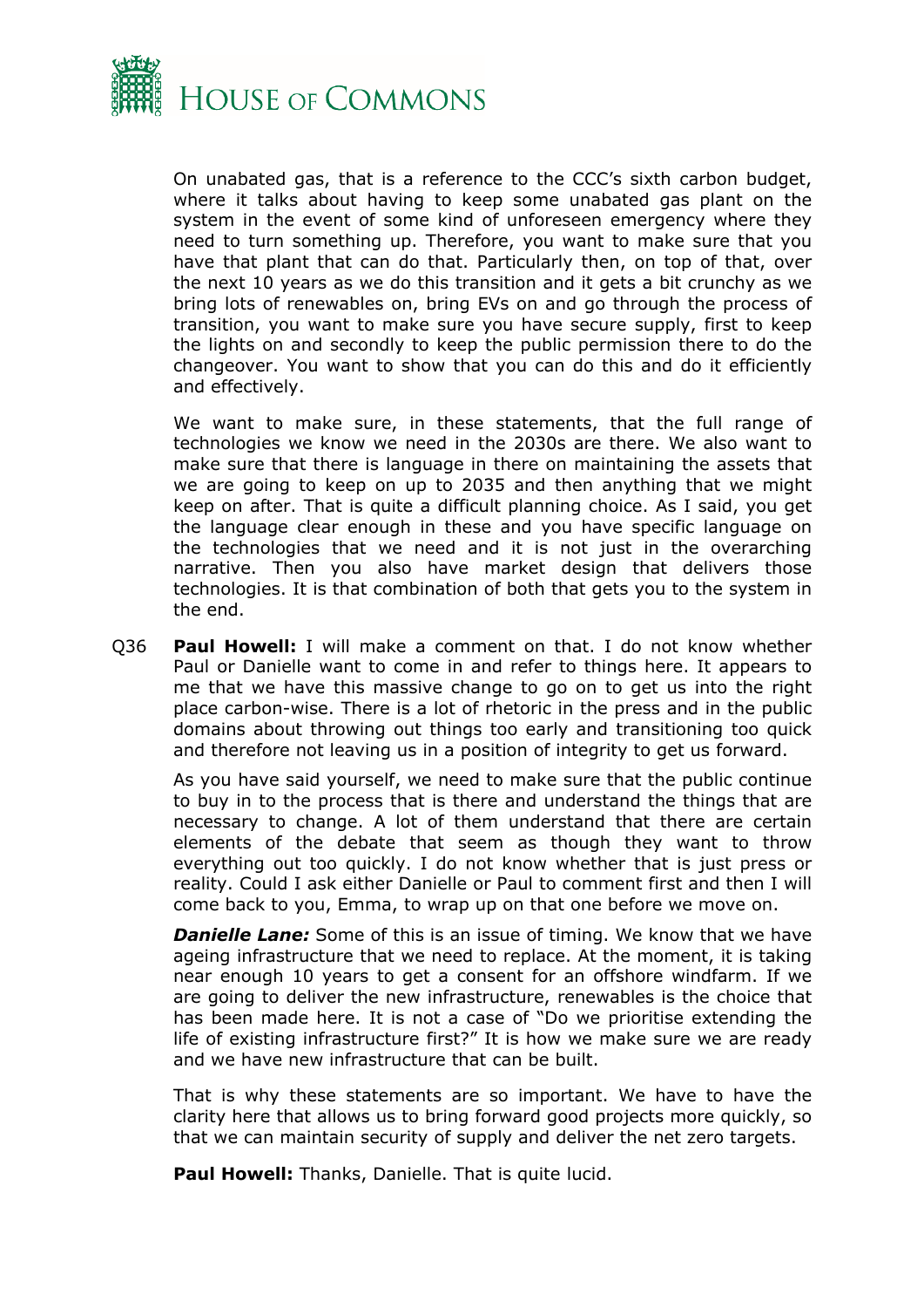On unabated gas, that is a reference to the CCC's sixth carbon budget, where it talks about having to keep some unabated gas plant on the system in the event of some kind of unforeseen emergency where they need to turn something up. Therefore, you want to make sure that you have that plant that can do that. Particularly then, on top of that, over the next 10 years as we do this transition and it gets a bit crunchy as we bring lots of renewables on, bring EVs on and go through the process of transition, you want to make sure you have secure supply, first to keep the lights on and secondly to keep the public permission there to do the changeover. You want to show that you can do this and do it efficiently and effectively.

We want to make sure, in these statements, that the full range of technologies we know we need in the 2030s are there. We also want to make sure that there is language in there on maintaining the assets that we are going to keep on up to 2035 and then anything that we might keep on after. That is quite a difficult planning choice. As I said, you get the language clear enough in these and you have specific language on the technologies that we need and it is not just in the overarching narrative. Then you also have market design that delivers those technologies. It is that combination of both that gets you to the system in the end.

Q36 **Paul Howell:** I will make a comment on that. I do not know whether Paul or Danielle want to come in and refer to things here. It appears to me that we have this massive change to go on to get us into the right place carbon-wise. There is a lot of rhetoric in the press and in the public domains about throwing out things too early and transitioning too quick and therefore not leaving us in a position of integrity to get us forward.

As you have said yourself, we need to make sure that the public continue to buy in to the process that is there and understand the things that are necessary to change. A lot of them understand that there are certain elements of the debate that seem as though they want to throw everything out too quickly. I do not know whether that is just press or reality. Could I ask either Danielle or Paul to comment first and then I will come back to you, Emma, to wrap up on that one before we move on.

***Danielle Lane:*** Some of this is an issue of timing. We know that we have ageing infrastructure that we need to replace. At the moment, it is taking near enough 10 years to get a consent for an offshore windfarm. If we are going to deliver the new infrastructure, renewables is the choice that has been made here. It is not a case of "Do we prioritise extending the life of existing infrastructure first?" It is how we make sure we are ready and we have new infrastructure that can be built.

That is why these statements are so important. We have to have the clarity here that allows us to bring forward good projects more quickly, so that we can maintain security of supply and deliver the net zero targets.

**Paul Howell:** Thanks, Danielle. That is quite lucid.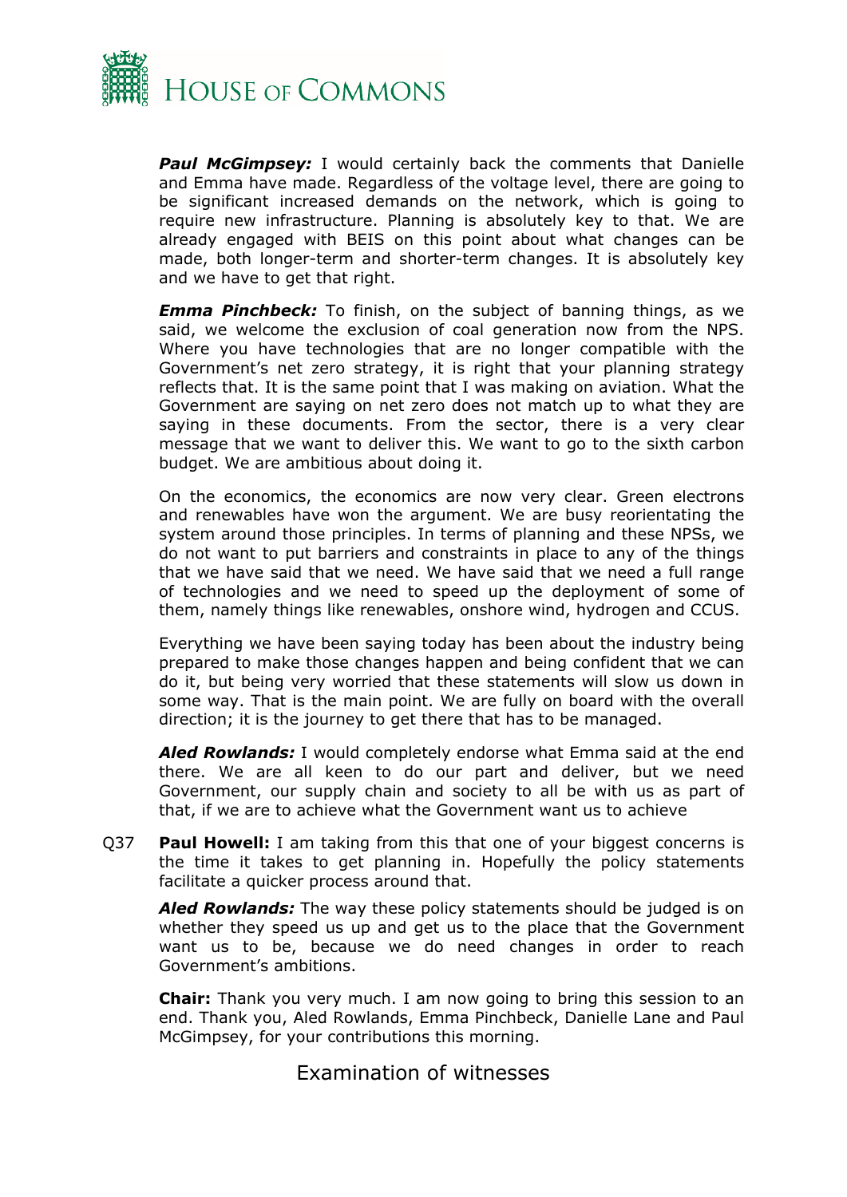***Paul McGimpsey:*** I would certainly back the comments that Danielle and Emma have made. Regardless of the voltage level, there are going to be significant increased demands on the network, which is going to require new infrastructure. Planning is absolutely key to that. We are already engaged with BEIS on this point about what changes can be made, both longer-term and shorter-term changes. It is absolutely key and we have to get that right.

***Emma Pinchbeck:*** To finish, on the subject of banning things, as we said, we welcome the exclusion of coal generation now from the NPS. Where you have technologies that are no longer compatible with the Government's net zero strategy, it is right that your planning strategy reflects that. It is the same point that I was making on aviation. What the Government are saying on net zero does not match up to what they are saying in these documents. From the sector, there is a very clear message that we want to deliver this. We want to go to the sixth carbon budget. We are ambitious about doing it.

On the economics, the economics are now very clear. Green electrons and renewables have won the argument. We are busy reorientating the system around those principles. In terms of planning and these NPSs, we do not want to put barriers and constraints in place to any of the things that we have said that we need. We have said that we need a full range of technologies and we need to speed up the deployment of some of them, namely things like renewables, onshore wind, hydrogen and CCUS.

Everything we have been saying today has been about the industry being prepared to make those changes happen and being confident that we can do it, but being very worried that these statements will slow us down in some way. That is the main point. We are fully on board with the overall direction; it is the journey to get there that has to be managed.

***Aled Rowlands:*** I would completely endorse what Emma said at the end there. We are all keen to do our part and deliver, but we need Government, our supply chain and society to all be with us as part of that, if we are to achieve what the Government want us to achieve

Q37 **Paul Howell:** I am taking from this that one of your biggest concerns is the time it takes to get planning in. Hopefully the policy statements facilitate a quicker process around that.

***Aled Rowlands:*** The way these policy statements should be judged is on whether they speed us up and get us to the place that the Government want us to be, because we do need changes in order to reach Government's ambitions.

**Chair:** Thank you very much. I am now going to bring this session to an end. Thank you, Aled Rowlands, Emma Pinchbeck, Danielle Lane and Paul McGimpsey, for your contributions this morning.

## Examination of witnesses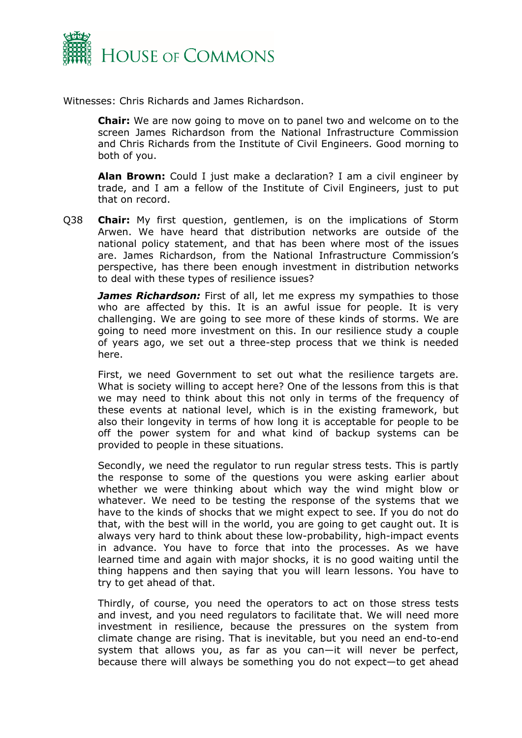Witnesses: Chris Richards and James Richardson.

**Chair:** We are now going to move on to panel two and welcome on to the screen James Richardson from the National Infrastructure Commission and Chris Richards from the Institute of Civil Engineers. Good morning to both of you.

**Alan Brown:** Could I just make a declaration? I am a civil engineer by trade, and I am a fellow of the Institute of Civil Engineers, just to put that on record.

Q38 **Chair:** My first question, gentlemen, is on the implications of Storm Arwen. We have heard that distribution networks are outside of the national policy statement, and that has been where most of the issues are. James Richardson, from the National Infrastructure Commission's perspective, has there been enough investment in distribution networks to deal with these types of resilience issues?

***James Richardson:*** First of all, let me express my sympathies to those who are affected by this. It is an awful issue for people. It is very challenging. We are going to see more of these kinds of storms. We are going to need more investment on this. In our resilience study a couple of years ago, we set out a three-step process that we think is needed here.

First, we need Government to set out what the resilience targets are. What is society willing to accept here? One of the lessons from this is that we may need to think about this not only in terms of the frequency of these events at national level, which is in the existing framework, but also their longevity in terms of how long it is acceptable for people to be off the power system for and what kind of backup systems can be provided to people in these situations.

Secondly, we need the regulator to run regular stress tests. This is partly the response to some of the questions you were asking earlier about whether we were thinking about which way the wind might blow or whatever. We need to be testing the response of the systems that we have to the kinds of shocks that we might expect to see. If you do not do that, with the best will in the world, you are going to get caught out. It is always very hard to think about these low-probability, high-impact events in advance. You have to force that into the processes. As we have learned time and again with major shocks, it is no good waiting until the thing happens and then saying that you will learn lessons. You have to try to get ahead of that.

Thirdly, of course, you need the operators to act on those stress tests and invest, and you need regulators to facilitate that. We will need more investment in resilience, because the pressures on the system from climate change are rising. That is inevitable, but you need an end-to-end system that allows you, as far as you can—it will never be perfect, because there will always be something you do not expect—to get ahead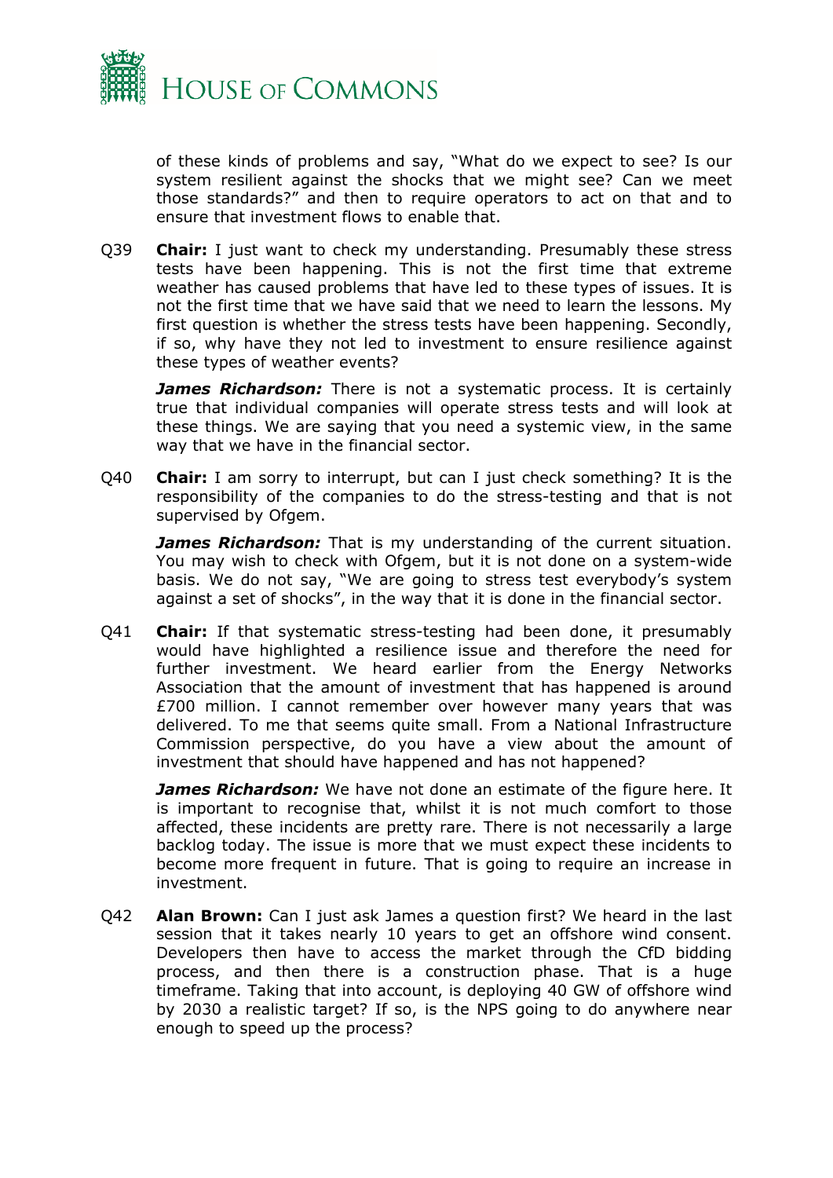of these kinds of problems and say, "What do we expect to see? Is our system resilient against the shocks that we might see? Can we meet those standards?" and then to require operators to act on that and to ensure that investment flows to enable that.

Q39 **Chair:** I just want to check my understanding. Presumably these stress tests have been happening. This is not the first time that extreme weather has caused problems that have led to these types of issues. It is not the first time that we have said that we need to learn the lessons. My first question is whether the stress tests have been happening. Secondly, if so, why have they not led to investment to ensure resilience against these types of weather events?

***James Richardson:*** There is not a systematic process. It is certainly true that individual companies will operate stress tests and will look at these things. We are saying that you need a systemic view, in the same way that we have in the financial sector.

Q40 **Chair:** I am sorry to interrupt, but can I just check something? It is the responsibility of the companies to do the stress-testing and that is not supervised by Ofgem.

***James Richardson:*** That is my understanding of the current situation. You may wish to check with Ofgem, but it is not done on a system-wide basis. We do not say, "We are going to stress test everybody's system against a set of shocks", in the way that it is done in the financial sector.

Q41 **Chair:** If that systematic stress-testing had been done, it presumably would have highlighted a resilience issue and therefore the need for further investment. We heard earlier from the Energy Networks Association that the amount of investment that has happened is around £700 million. I cannot remember over however many years that was delivered. To me that seems quite small. From a National Infrastructure Commission perspective, do you have a view about the amount of investment that should have happened and has not happened?

***James Richardson:*** We have not done an estimate of the figure here. It is important to recognise that, whilst it is not much comfort to those affected, these incidents are pretty rare. There is not necessarily a large backlog today. The issue is more that we must expect these incidents to become more frequent in future. That is going to require an increase in investment.

Q42 **Alan Brown:** Can I just ask James a question first? We heard in the last session that it takes nearly 10 years to get an offshore wind consent. Developers then have to access the market through the CfD bidding process, and then there is a construction phase. That is a huge timeframe. Taking that into account, is deploying 40 GW of offshore wind by 2030 a realistic target? If so, is the NPS going to do anywhere near enough to speed up the process?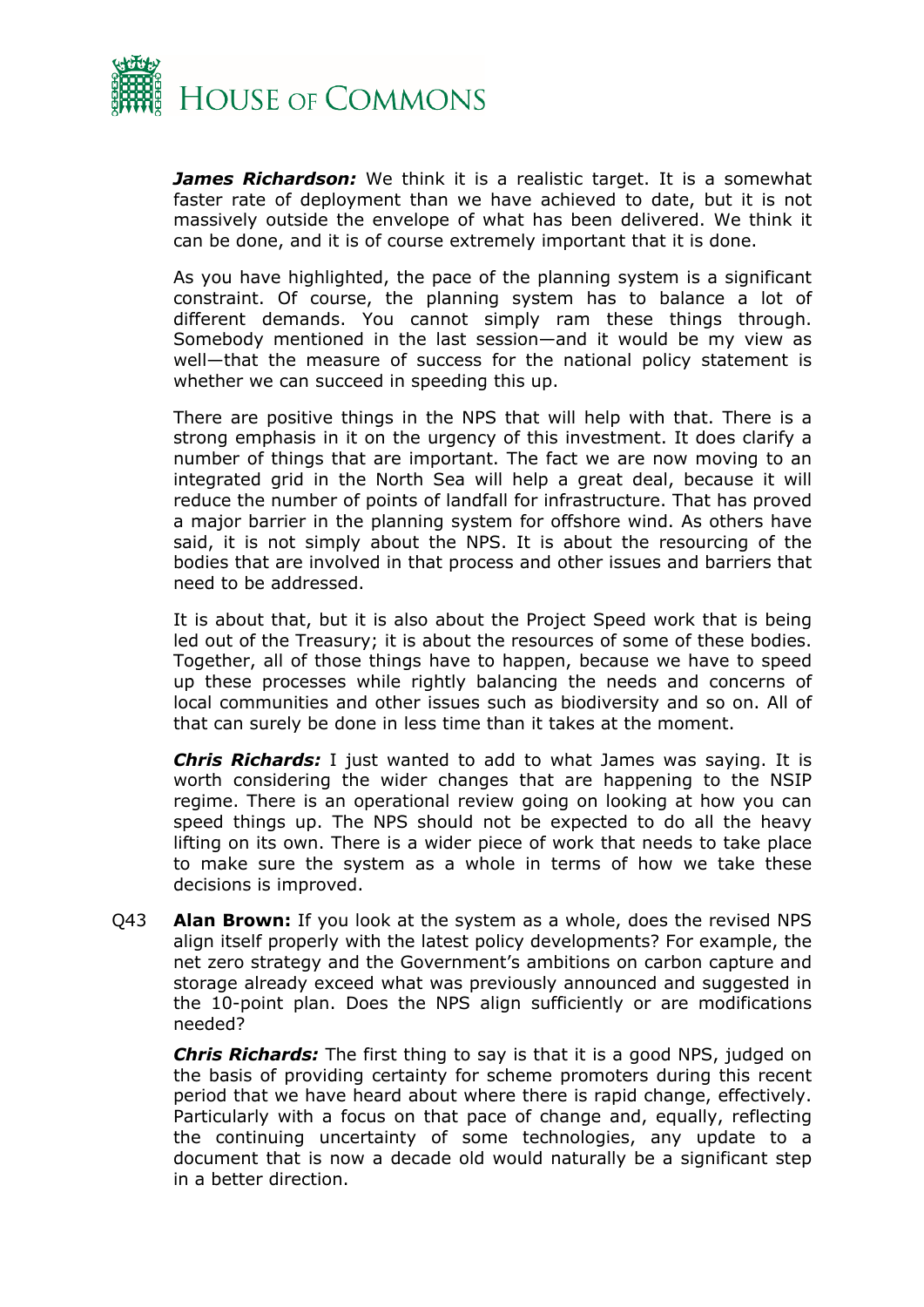***James Richardson:*** We think it is a realistic target. It is a somewhat faster rate of deployment than we have achieved to date, but it is not massively outside the envelope of what has been delivered. We think it can be done, and it is of course extremely important that it is done.

As you have highlighted, the pace of the planning system is a significant constraint. Of course, the planning system has to balance a lot of different demands. You cannot simply ram these things through. Somebody mentioned in the last session—and it would be my view as well—that the measure of success for the national policy statement is whether we can succeed in speeding this up.

There are positive things in the NPS that will help with that. There is a strong emphasis in it on the urgency of this investment. It does clarify a number of things that are important. The fact we are now moving to an integrated grid in the North Sea will help a great deal, because it will reduce the number of points of landfall for infrastructure. That has proved a major barrier in the planning system for offshore wind. As others have said, it is not simply about the NPS. It is about the resourcing of the bodies that are involved in that process and other issues and barriers that need to be addressed.

It is about that, but it is also about the Project Speed work that is being led out of the Treasury; it is about the resources of some of these bodies. Together, all of those things have to happen, because we have to speed up these processes while rightly balancing the needs and concerns of local communities and other issues such as biodiversity and so on. All of that can surely be done in less time than it takes at the moment.

***Chris Richards:*** I just wanted to add to what James was saying. It is worth considering the wider changes that are happening to the NSIP regime. There is an operational review going on looking at how you can speed things up. The NPS should not be expected to do all the heavy lifting on its own. There is a wider piece of work that needs to take place to make sure the system as a whole in terms of how we take these decisions is improved.

Q43 **Alan Brown:** If you look at the system as a whole, does the revised NPS align itself properly with the latest policy developments? For example, the net zero strategy and the Government's ambitions on carbon capture and storage already exceed what was previously announced and suggested in the 10-point plan. Does the NPS align sufficiently or are modifications needed?

***Chris Richards:*** The first thing to say is that it is a good NPS, judged on the basis of providing certainty for scheme promoters during this recent period that we have heard about where there is rapid change, effectively. Particularly with a focus on that pace of change and, equally, reflecting the continuing uncertainty of some technologies, any update to a document that is now a decade old would naturally be a significant step in a better direction.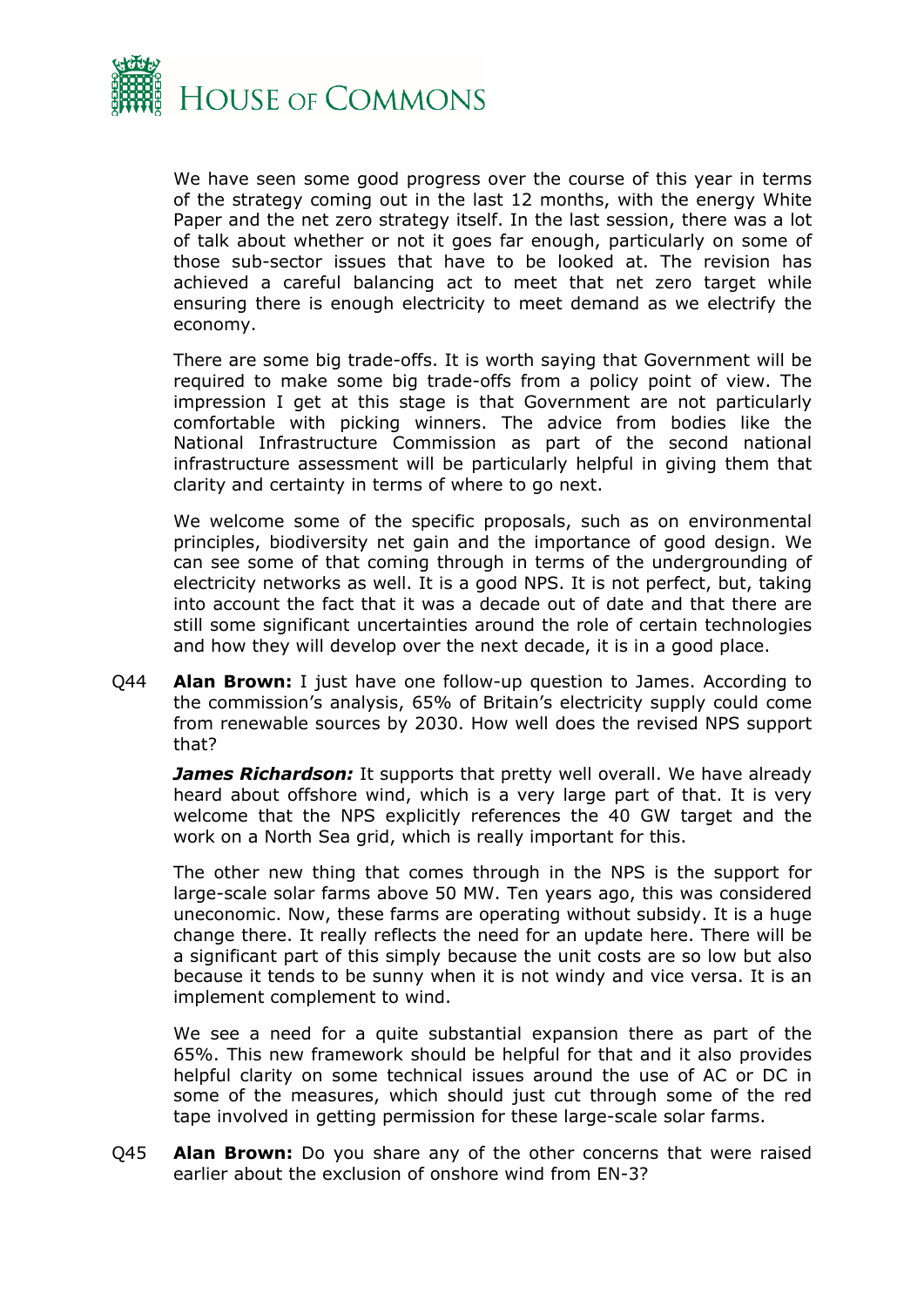We have seen some good progress over the course of this year in terms of the strategy coming out in the last 12 months, with the energy White Paper and the net zero strategy itself. In the last session, there was a lot of talk about whether or not it goes far enough, particularly on some of those sub-sector issues that have to be looked at. The revision has achieved a careful balancing act to meet that net zero target while ensuring there is enough electricity to meet demand as we electrify the economy.

There are some big trade-offs. It is worth saying that Government will be required to make some big trade-offs from a policy point of view. The impression I get at this stage is that Government are not particularly comfortable with picking winners. The advice from bodies like the National Infrastructure Commission as part of the second national infrastructure assessment will be particularly helpful in giving them that clarity and certainty in terms of where to go next.

We welcome some of the specific proposals, such as on environmental principles, biodiversity net gain and the importance of good design. We can see some of that coming through in terms of the undergrounding of electricity networks as well. It is a good NPS. It is not perfect, but, taking into account the fact that it was a decade out of date and that there are still some significant uncertainties around the role of certain technologies and how they will develop over the next decade, it is in a good place.

Q44 **Alan Brown:** I just have one follow-up question to James. According to the commission's analysis, 65% of Britain's electricity supply could come from renewable sources by 2030. How well does the revised NPS support that?

***James Richardson:*** It supports that pretty well overall. We have already heard about offshore wind, which is a very large part of that. It is very welcome that the NPS explicitly references the 40 GW target and the work on a North Sea grid, which is really important for this.

The other new thing that comes through in the NPS is the support for large-scale solar farms above 50 MW. Ten years ago, this was considered uneconomic. Now, these farms are operating without subsidy. It is a huge change there. It really reflects the need for an update here. There will be a significant part of this simply because the unit costs are so low but also because it tends to be sunny when it is not windy and vice versa. It is an implement complement to wind.

We see a need for a quite substantial expansion there as part of the 65%. This new framework should be helpful for that and it also provides helpful clarity on some technical issues around the use of AC or DC in some of the measures, which should just cut through some of the red tape involved in getting permission for these large-scale solar farms.

Q45 **Alan Brown:** Do you share any of the other concerns that were raised earlier about the exclusion of onshore wind from EN-3?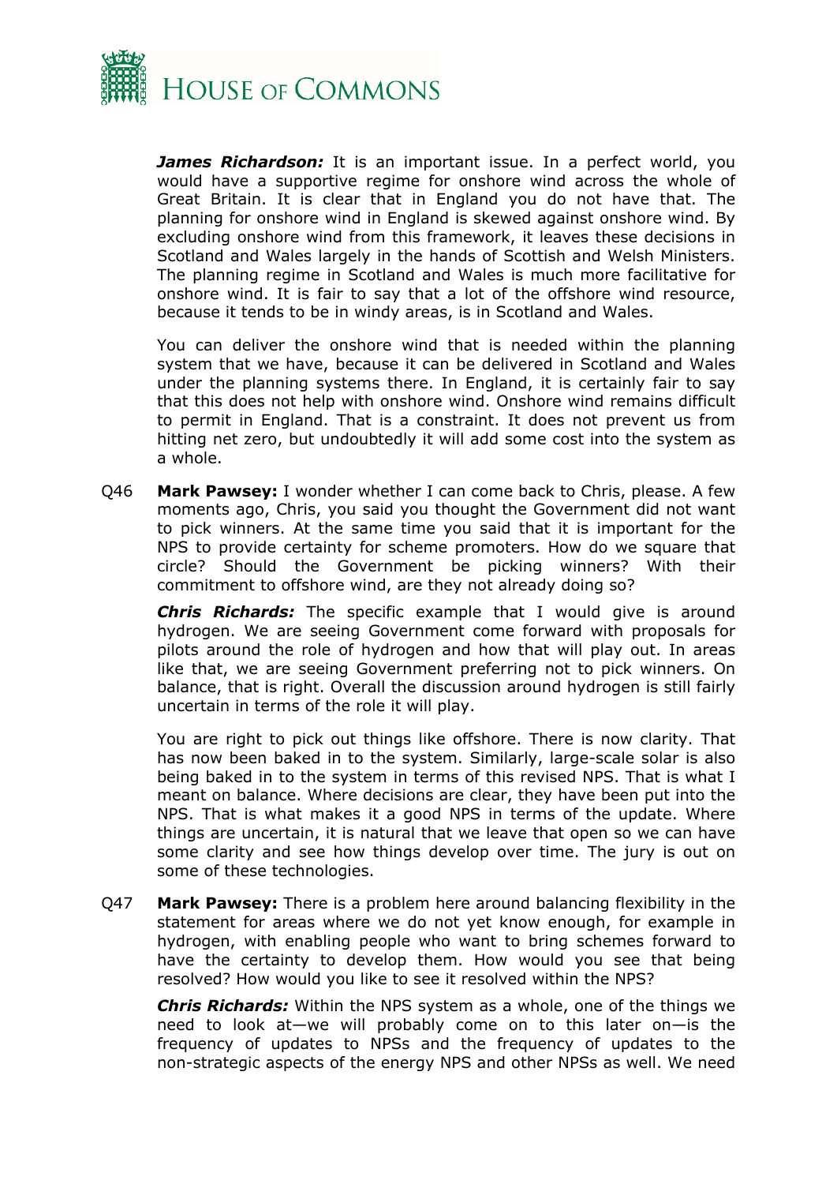***James Richardson:*** It is an important issue. In a perfect world, you would have a supportive regime for onshore wind across the whole of Great Britain. It is clear that in England you do not have that. The planning for onshore wind in England is skewed against onshore wind. By excluding onshore wind from this framework, it leaves these decisions in Scotland and Wales largely in the hands of Scottish and Welsh Ministers. The planning regime in Scotland and Wales is much more facilitative for onshore wind. It is fair to say that a lot of the offshore wind resource, because it tends to be in windy areas, is in Scotland and Wales.

You can deliver the onshore wind that is needed within the planning system that we have, because it can be delivered in Scotland and Wales under the planning systems there. In England, it is certainly fair to say that this does not help with onshore wind. Onshore wind remains difficult to permit in England. That is a constraint. It does not prevent us from hitting net zero, but undoubtedly it will add some cost into the system as a whole.

Q46 **Mark Pawsey:** I wonder whether I can come back to Chris, please. A few moments ago, Chris, you said you thought the Government did not want to pick winners. At the same time you said that it is important for the NPS to provide certainty for scheme promoters. How do we square that circle? Should the Government be picking winners? With their commitment to offshore wind, are they not already doing so?

***Chris Richards:*** The specific example that I would give is around hydrogen. We are seeing Government come forward with proposals for pilots around the role of hydrogen and how that will play out. In areas like that, we are seeing Government preferring not to pick winners. On balance, that is right. Overall the discussion around hydrogen is still fairly uncertain in terms of the role it will play.

You are right to pick out things like offshore. There is now clarity. That has now been baked in to the system. Similarly, large-scale solar is also being baked in to the system in terms of this revised NPS. That is what I meant on balance. Where decisions are clear, they have been put into the NPS. That is what makes it a good NPS in terms of the update. Where things are uncertain, it is natural that we leave that open so we can have some clarity and see how things develop over time. The jury is out on some of these technologies.

Q47 **Mark Pawsey:** There is a problem here around balancing flexibility in the statement for areas where we do not yet know enough, for example in hydrogen, with enabling people who want to bring schemes forward to have the certainty to develop them. How would you see that being resolved? How would you like to see it resolved within the NPS?

***Chris Richards:*** Within the NPS system as a whole, one of the things we need to look at—we will probably come on to this later on—is the frequency of updates to NPSs and the frequency of updates to the non-strategic aspects of the energy NPS and other NPSs as well. We need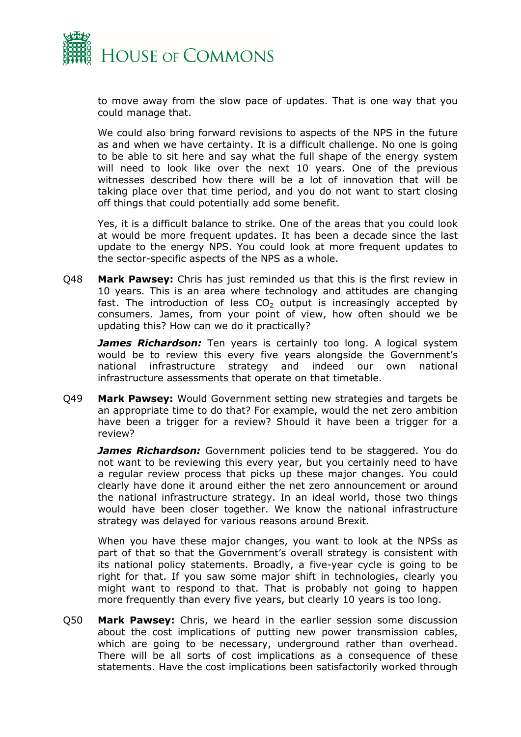to move away from the slow pace of updates. That is one way that you could manage that.

We could also bring forward revisions to aspects of the NPS in the future as and when we have certainty. It is a difficult challenge. No one is going to be able to sit here and say what the full shape of the energy system will need to look like over the next 10 years. One of the previous witnesses described how there will be a lot of innovation that will be taking place over that time period, and you do not want to start closing off things that could potentially add some benefit.

Yes, it is a difficult balance to strike. One of the areas that you could look at would be more frequent updates. It has been a decade since the last update to the energy NPS. You could look at more frequent updates to the sector-specific aspects of the NPS as a whole.

Q48 **Mark Pawsey:** Chris has just reminded us that this is the first review in 10 years. This is an area where technology and attitudes are changing fast. The introduction of less $CO_2$ output is increasingly accepted by consumers. James, from your point of view, how often should we be updating this? How can we do it practically?

***James Richardson:*** Ten years is certainly too long. A logical system would be to review this every five years alongside the Government's national infrastructure strategy and indeed our own national infrastructure assessments that operate on that timetable.

Q49 **Mark Pawsey:** Would Government setting new strategies and targets be an appropriate time to do that? For example, would the net zero ambition have been a trigger for a review? Should it have been a trigger for a review?

***James Richardson:*** Government policies tend to be staggered. You do not want to be reviewing this every year, but you certainly need to have a regular review process that picks up these major changes. You could clearly have done it around either the net zero announcement or around the national infrastructure strategy. In an ideal world, those two things would have been closer together. We know the national infrastructure strategy was delayed for various reasons around Brexit.

When you have these major changes, you want to look at the NPSs as part of that so that the Government's overall strategy is consistent with its national policy statements. Broadly, a five-year cycle is going to be right for that. If you saw some major shift in technologies, clearly you might want to respond to that. That is probably not going to happen more frequently than every five years, but clearly 10 years is too long.

Q50 **Mark Pawsey:** Chris, we heard in the earlier session some discussion about the cost implications of putting new power transmission cables, which are going to be necessary, underground rather than overhead. There will be all sorts of cost implications as a consequence of these statements. Have the cost implications been satisfactorily worked through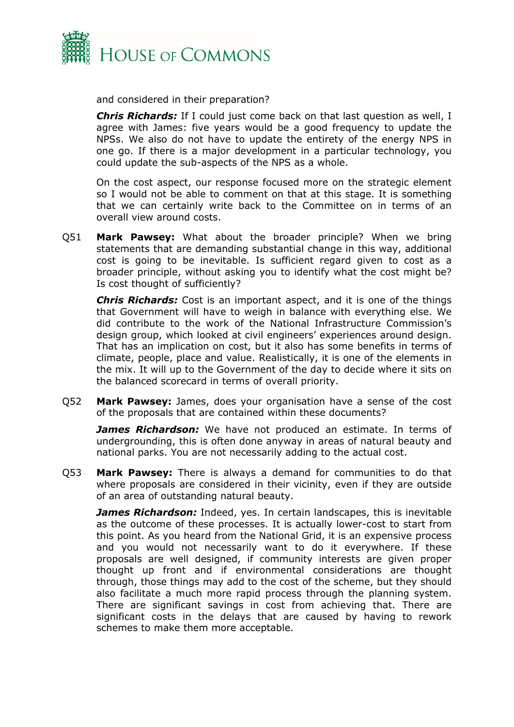and considered in their preparation?

***Chris Richards:*** If I could just come back on that last question as well, I agree with James: five years would be a good frequency to update the NPSs. We also do not have to update the entirety of the energy NPS in one go. If there is a major development in a particular technology, you could update the sub-aspects of the NPS as a whole.

On the cost aspect, our response focused more on the strategic element so I would not be able to comment on that at this stage. It is something that we can certainly write back to the Committee on in terms of an overall view around costs.

Q51 **Mark Pawsey:** What about the broader principle? When we bring statements that are demanding substantial change in this way, additional cost is going to be inevitable. Is sufficient regard given to cost as a broader principle, without asking you to identify what the cost might be? Is cost thought of sufficiently?

***Chris Richards:*** Cost is an important aspect, and it is one of the things that Government will have to weigh in balance with everything else. We did contribute to the work of the National Infrastructure Commission's design group, which looked at civil engineers' experiences around design. That has an implication on cost, but it also has some benefits in terms of climate, people, place and value. Realistically, it is one of the elements in the mix. It will up to the Government of the day to decide where it sits on the balanced scorecard in terms of overall priority.

Q52 **Mark Pawsey:** James, does your organisation have a sense of the cost of the proposals that are contained within these documents?

***James Richardson:*** We have not produced an estimate. In terms of undergrounding, this is often done anyway in areas of natural beauty and national parks. You are not necessarily adding to the actual cost.

Q53 **Mark Pawsey:** There is always a demand for communities to do that where proposals are considered in their vicinity, even if they are outside of an area of outstanding natural beauty.

***James Richardson:*** Indeed, yes. In certain landscapes, this is inevitable as the outcome of these processes. It is actually lower-cost to start from this point. As you heard from the National Grid, it is an expensive process and you would not necessarily want to do it everywhere. If these proposals are well designed, if community interests are given proper thought up front and if environmental considerations are thought through, those things may add to the cost of the scheme, but they should also facilitate a much more rapid process through the planning system. There are significant savings in cost from achieving that. There are significant costs in the delays that are caused by having to rework schemes to make them more acceptable.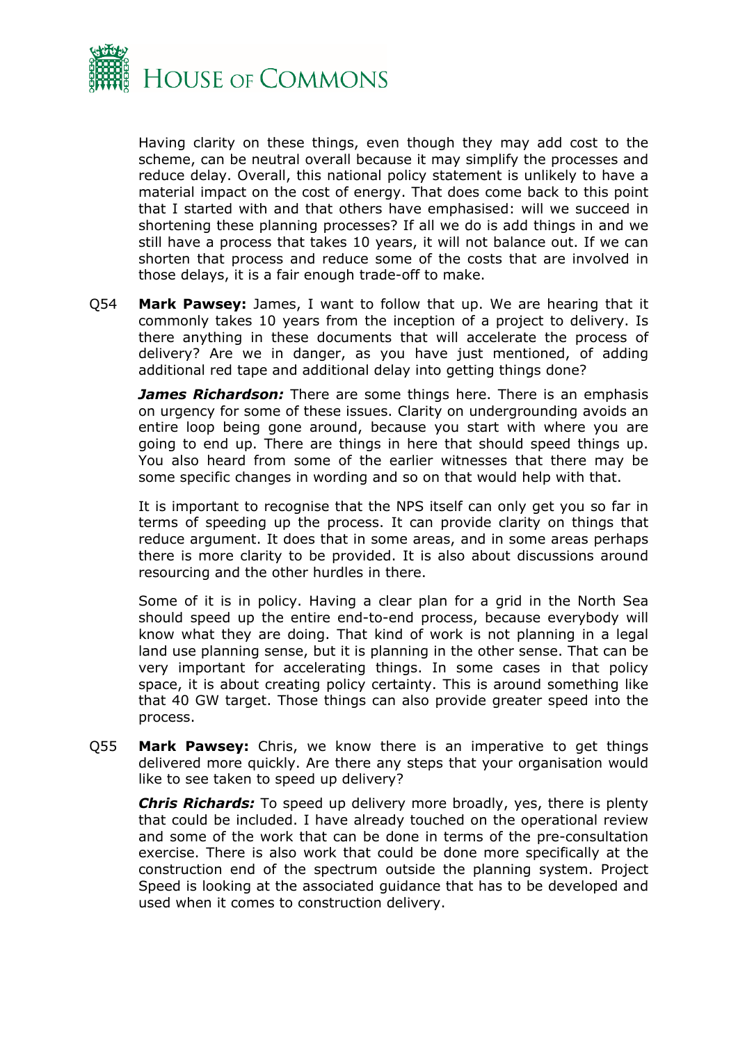Having clarity on these things, even though they may add cost to the scheme, can be neutral overall because it may simplify the processes and reduce delay. Overall, this national policy statement is unlikely to have a material impact on the cost of energy. That does come back to this point that I started with and that others have emphasised: will we succeed in shortening these planning processes? If all we do is add things in and we still have a process that takes 10 years, it will not balance out. If we can shorten that process and reduce some of the costs that are involved in those delays, it is a fair enough trade-off to make.

Q54 **Mark Pawsey:** James, I want to follow that up. We are hearing that it commonly takes 10 years from the inception of a project to delivery. Is there anything in these documents that will accelerate the process of delivery? Are we in danger, as you have just mentioned, of adding additional red tape and additional delay into getting things done?

***James Richardson:*** There are some things here. There is an emphasis on urgency for some of these issues. Clarity on undergrounding avoids an entire loop being gone around, because you start with where you are going to end up. There are things in here that should speed things up. You also heard from some of the earlier witnesses that there may be some specific changes in wording and so on that would help with that.

It is important to recognise that the NPS itself can only get you so far in terms of speeding up the process. It can provide clarity on things that reduce argument. It does that in some areas, and in some areas perhaps there is more clarity to be provided. It is also about discussions around resourcing and the other hurdles in there.

Some of it is in policy. Having a clear plan for a grid in the North Sea should speed up the entire end-to-end process, because everybody will know what they are doing. That kind of work is not planning in a legal land use planning sense, but it is planning in the other sense. That can be very important for accelerating things. In some cases in that policy space, it is about creating policy certainty. This is around something like that 40 GW target. Those things can also provide greater speed into the process.

Q55 **Mark Pawsey:** Chris, we know there is an imperative to get things delivered more quickly. Are there any steps that your organisation would like to see taken to speed up delivery?

***Chris Richards:*** To speed up delivery more broadly, yes, there is plenty that could be included. I have already touched on the operational review and some of the work that can be done in terms of the pre-consultation exercise. There is also work that could be done more specifically at the construction end of the spectrum outside the planning system. Project Speed is looking at the associated guidance that has to be developed and used when it comes to construction delivery.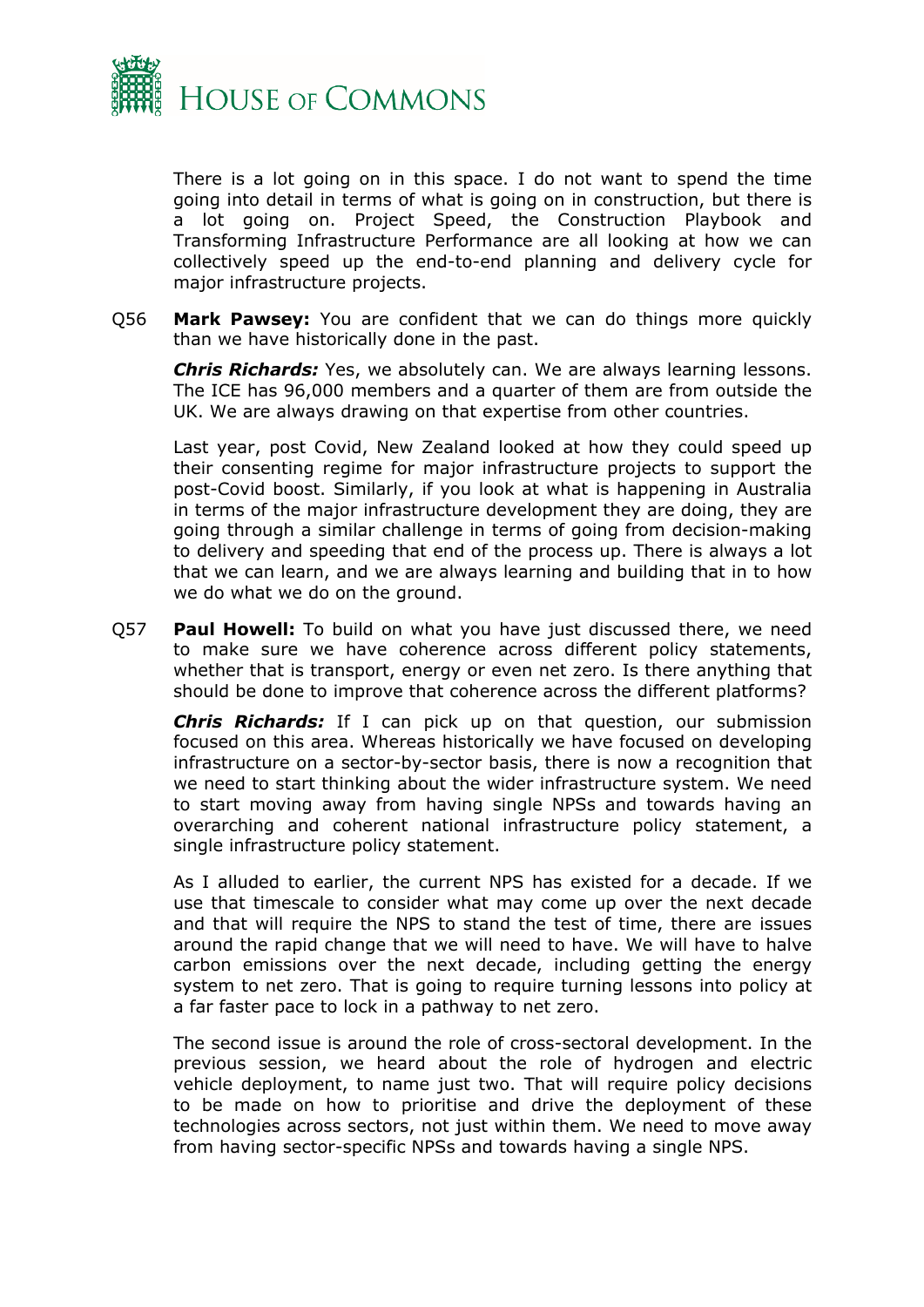There is a lot going on in this space. I do not want to spend the time going into detail in terms of what is going on in construction, but there is a lot going on. Project Speed, the Construction Playbook and Transforming Infrastructure Performance are all looking at how we can collectively speed up the end-to-end planning and delivery cycle for major infrastructure projects.

Q56 **Mark Pawsey:** You are confident that we can do things more quickly than we have historically done in the past.

***Chris Richards:*** Yes, we absolutely can. We are always learning lessons. The ICE has 96,000 members and a quarter of them are from outside the UK. We are always drawing on that expertise from other countries.

Last year, post Covid, New Zealand looked at how they could speed up their consenting regime for major infrastructure projects to support the post-Covid boost. Similarly, if you look at what is happening in Australia in terms of the major infrastructure development they are doing, they are going through a similar challenge in terms of going from decision-making to delivery and speeding that end of the process up. There is always a lot that we can learn, and we are always learning and building that in to how we do what we do on the ground.

Q57 **Paul Howell:** To build on what you have just discussed there, we need to make sure we have coherence across different policy statements, whether that is transport, energy or even net zero. Is there anything that should be done to improve that coherence across the different platforms?

***Chris Richards:*** If I can pick up on that question, our submission focused on this area. Whereas historically we have focused on developing infrastructure on a sector-by-sector basis, there is now a recognition that we need to start thinking about the wider infrastructure system. We need to start moving away from having single NPSs and towards having an overarching and coherent national infrastructure policy statement, a single infrastructure policy statement.

As I alluded to earlier, the current NPS has existed for a decade. If we use that timescale to consider what may come up over the next decade and that will require the NPS to stand the test of time, there are issues around the rapid change that we will need to have. We will have to halve carbon emissions over the next decade, including getting the energy system to net zero. That is going to require turning lessons into policy at a far faster pace to lock in a pathway to net zero.

The second issue is around the role of cross-sectoral development. In the previous session, we heard about the role of hydrogen and electric vehicle deployment, to name just two. That will require policy decisions to be made on how to prioritise and drive the deployment of these technologies across sectors, not just within them. We need to move away from having sector-specific NPSs and towards having a single NPS.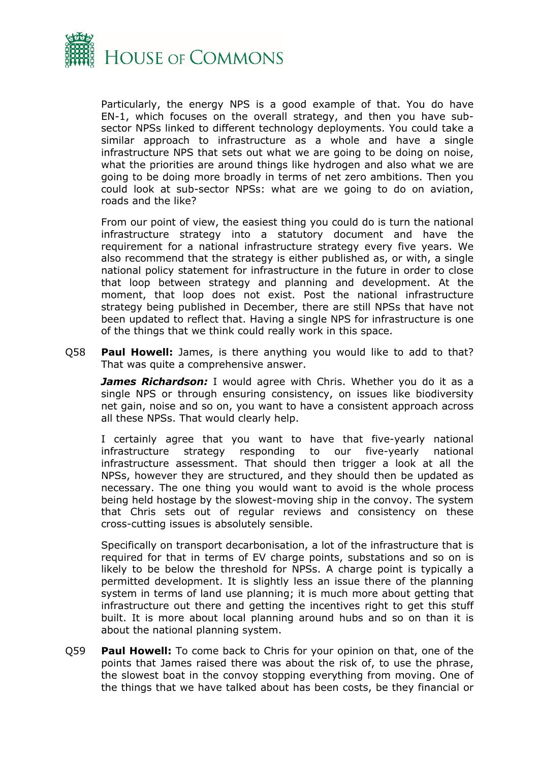Particularly, the energy NPS is a good example of that. You do have EN-1, which focuses on the overall strategy, and then you have sub-sector NPSs linked to different technology deployments. You could take a similar approach to infrastructure as a whole and have a single infrastructure NPS that sets out what we are going to be doing on noise, what the priorities are around things like hydrogen and also what we are going to be doing more broadly in terms of net zero ambitions. Then you could look at sub-sector NPSs: what are we going to do on aviation, roads and the like?

From our point of view, the easiest thing you could do is turn the national infrastructure strategy into a statutory document and have the requirement for a national infrastructure strategy every five years. We also recommend that the strategy is either published as, or with, a single national policy statement for infrastructure in the future in order to close that loop between strategy and planning and development. At the moment, that loop does not exist. Post the national infrastructure strategy being published in December, there are still NPSs that have not been updated to reflect that. Having a single NPS for infrastructure is one of the things that we think could really work in this space.

Q58 **Paul Howell:** James, is there anything you would like to add to that? That was quite a comprehensive answer.

***James Richardson:*** I would agree with Chris. Whether you do it as a single NPS or through ensuring consistency, on issues like biodiversity net gain, noise and so on, you want to have a consistent approach across all these NPSs. That would clearly help.

I certainly agree that you want to have that five-yearly national infrastructure strategy responding to our five-yearly national infrastructure assessment. That should then trigger a look at all the NPSs, however they are structured, and they should then be updated as necessary. The one thing you would want to avoid is the whole process being held hostage by the slowest-moving ship in the convoy. The system that Chris sets out of regular reviews and consistency on these cross-cutting issues is absolutely sensible.

Specifically on transport decarbonisation, a lot of the infrastructure that is required for that in terms of EV charge points, substations and so on is likely to be below the threshold for NPSs. A charge point is typically a permitted development. It is slightly less an issue there of the planning system in terms of land use planning; it is much more about getting that infrastructure out there and getting the incentives right to get this stuff built. It is more about local planning around hubs and so on than it is about the national planning system.

Q59 **Paul Howell:** To come back to Chris for your opinion on that, one of the points that James raised there was about the risk of, to use the phrase, the slowest boat in the convoy stopping everything from moving. One of the things that we have talked about has been costs, be they financial or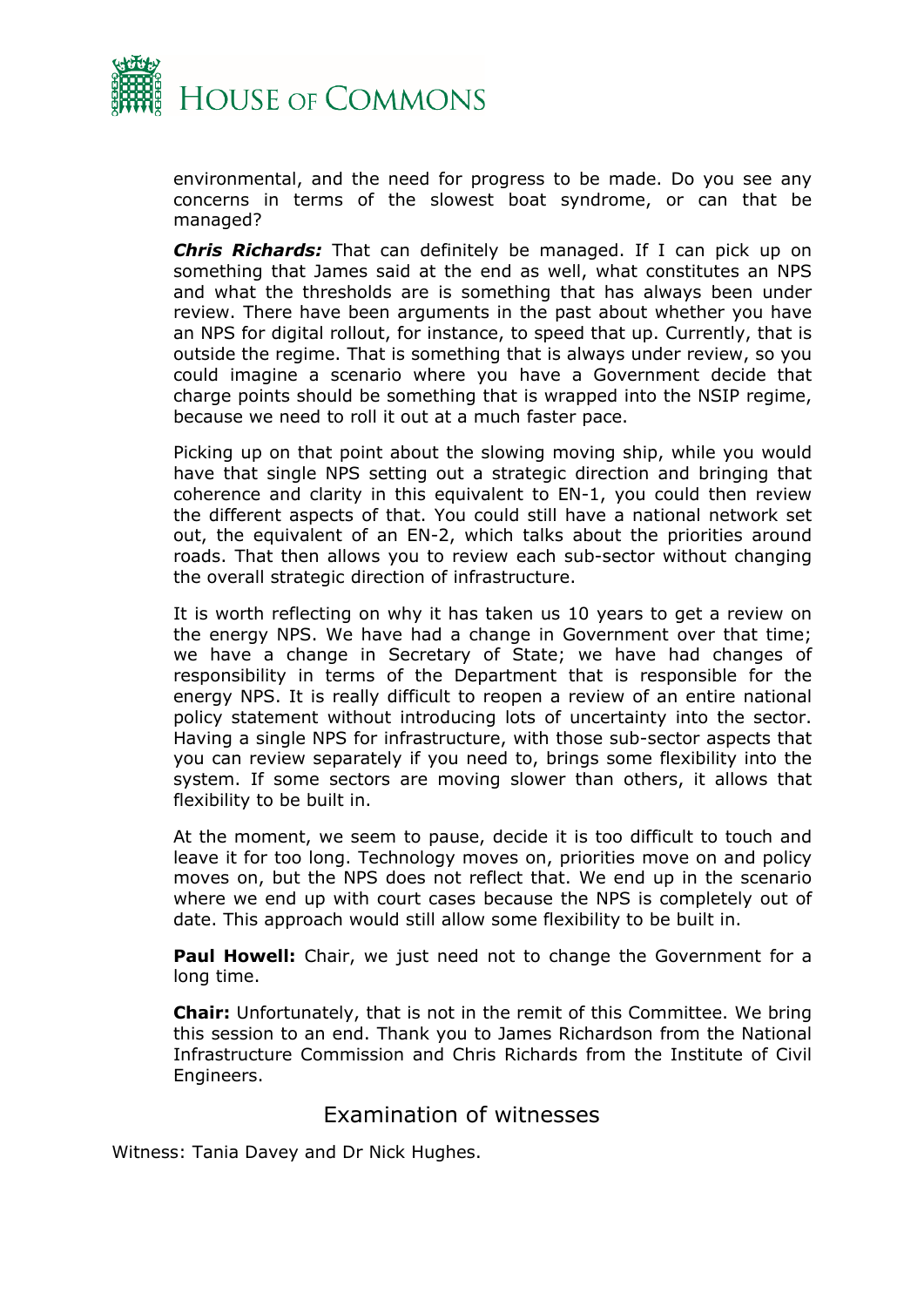environmental, and the need for progress to be made. Do you see any concerns in terms of the slowest boat syndrome, or can that be managed?

***Chris Richards:*** That can definitely be managed. If I can pick up on something that James said at the end as well, what constitutes an NPS and what the thresholds are is something that has always been under review. There have been arguments in the past about whether you have an NPS for digital rollout, for instance, to speed that up. Currently, that is outside the regime. That is something that is always under review, so you could imagine a scenario where you have a Government decide that charge points should be something that is wrapped into the NSIP regime, because we need to roll it out at a much faster pace.

Picking up on that point about the slowing moving ship, while you would have that single NPS setting out a strategic direction and bringing that coherence and clarity in this equivalent to EN-1, you could then review the different aspects of that. You could still have a national network set out, the equivalent of an EN-2, which talks about the priorities around roads. That then allows you to review each sub-sector without changing the overall strategic direction of infrastructure.

It is worth reflecting on why it has taken us 10 years to get a review on the energy NPS. We have had a change in Government over that time; we have a change in Secretary of State; we have had changes of responsibility in terms of the Department that is responsible for the energy NPS. It is really difficult to reopen a review of an entire national policy statement without introducing lots of uncertainty into the sector. Having a single NPS for infrastructure, with those sub-sector aspects that you can review separately if you need to, brings some flexibility into the system. If some sectors are moving slower than others, it allows that flexibility to be built in.

At the moment, we seem to pause, decide it is too difficult to touch and leave it for too long. Technology moves on, priorities move on and policy moves on, but the NPS does not reflect that. We end up in the scenario where we end up with court cases because the NPS is completely out of date. This approach would still allow some flexibility to be built in.

**Paul Howell:** Chair, we just need not to change the Government for a long time.

**Chair:** Unfortunately, that is not in the remit of this Committee. We bring this session to an end. Thank you to James Richardson from the National Infrastructure Commission and Chris Richards from the Institute of Civil Engineers.

## Examination of witnesses

Witness: Tania Davey and Dr Nick Hughes.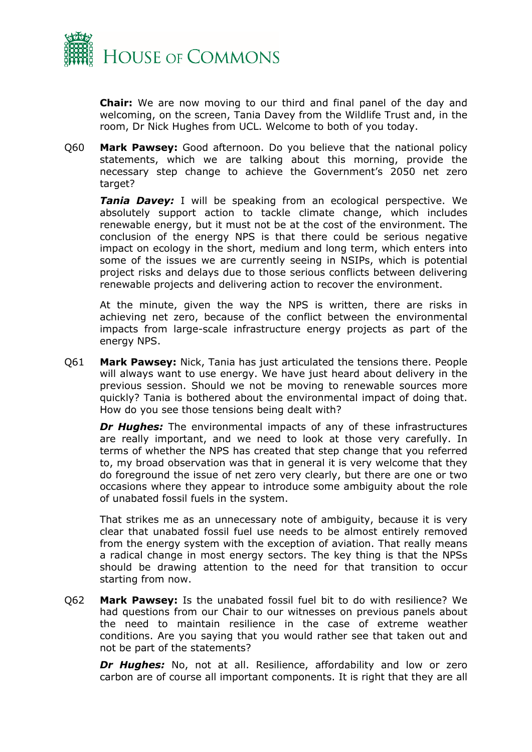**Chair:** We are now moving to our third and final panel of the day and welcoming, on the screen, Tania Davey from the Wildlife Trust and, in the room, Dr Nick Hughes from UCL. Welcome to both of you today.

Q60 **Mark Pawsey:** Good afternoon. Do you believe that the national policy statements, which we are talking about this morning, provide the necessary step change to achieve the Government's 2050 net zero target?

***Tania Davey:*** I will be speaking from an ecological perspective. We absolutely support action to tackle climate change, which includes renewable energy, but it must not be at the cost of the environment. The conclusion of the energy NPS is that there could be serious negative impact on ecology in the short, medium and long term, which enters into some of the issues we are currently seeing in NSIPs, which is potential project risks and delays due to those serious conflicts between delivering renewable projects and delivering action to recover the environment.

At the minute, given the way the NPS is written, there are risks in achieving net zero, because of the conflict between the environmental impacts from large-scale infrastructure energy projects as part of the energy NPS.

Q61 **Mark Pawsey:** Nick, Tania has just articulated the tensions there. People will always want to use energy. We have just heard about delivery in the previous session. Should we not be moving to renewable sources more quickly? Tania is bothered about the environmental impact of doing that. How do you see those tensions being dealt with?

***Dr Hughes:*** The environmental impacts of any of these infrastructures are really important, and we need to look at those very carefully. In terms of whether the NPS has created that step change that you referred to, my broad observation was that in general it is very welcome that they do foreground the issue of net zero very clearly, but there are one or two occasions where they appear to introduce some ambiguity about the role of unabated fossil fuels in the system.

That strikes me as an unnecessary note of ambiguity, because it is very clear that unabated fossil fuel use needs to be almost entirely removed from the energy system with the exception of aviation. That really means a radical change in most energy sectors. The key thing is that the NPSs should be drawing attention to the need for that transition to occur starting from now.

Q62 **Mark Pawsey:** Is the unabated fossil fuel bit to do with resilience? We had questions from our Chair to our witnesses on previous panels about the need to maintain resilience in the case of extreme weather conditions. Are you saying that you would rather see that taken out and not be part of the statements?

***Dr Hughes:*** No, not at all. Resilience, affordability and low or zero carbon are of course all important components. It is right that they are all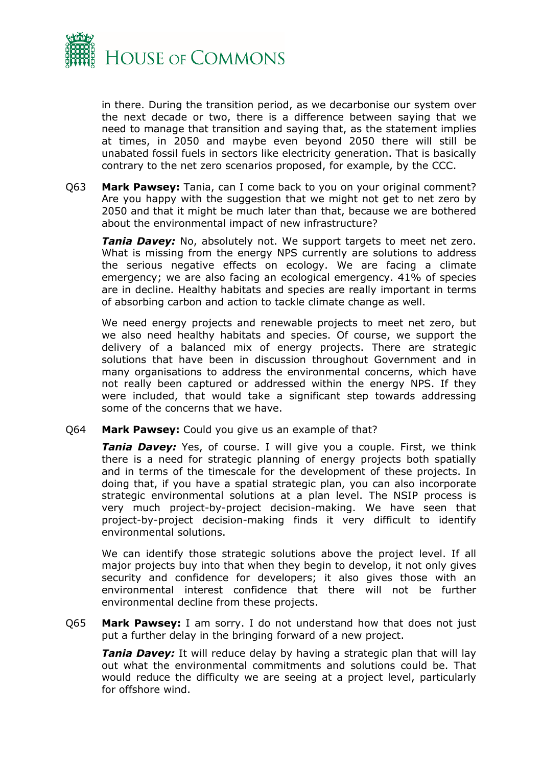in there. During the transition period, as we decarbonise our system over the next decade or two, there is a difference between saying that we need to manage that transition and saying that, as the statement implies at times, in 2050 and maybe even beyond 2050 there will still be unabated fossil fuels in sectors like electricity generation. That is basically contrary to the net zero scenarios proposed, for example, by the CCC.

Q63 **Mark Pawsey:** Tania, can I come back to you on your original comment? Are you happy with the suggestion that we might not get to net zero by 2050 and that it might be much later than that, because we are bothered about the environmental impact of new infrastructure?

***Tania Davey:*** No, absolutely not. We support targets to meet net zero. What is missing from the energy NPS currently are solutions to address the serious negative effects on ecology. We are facing a climate emergency; we are also facing an ecological emergency. 41% of species are in decline. Healthy habitats and species are really important in terms of absorbing carbon and action to tackle climate change as well.

We need energy projects and renewable projects to meet net zero, but we also need healthy habitats and species. Of course, we support the delivery of a balanced mix of energy projects. There are strategic solutions that have been in discussion throughout Government and in many organisations to address the environmental concerns, which have not really been captured or addressed within the energy NPS. If they were included, that would take a significant step towards addressing some of the concerns that we have.

Q64 **Mark Pawsey:** Could you give us an example of that?

***Tania Davey:*** Yes, of course. I will give you a couple. First, we think there is a need for strategic planning of energy projects both spatially and in terms of the timescale for the development of these projects. In doing that, if you have a spatial strategic plan, you can also incorporate strategic environmental solutions at a plan level. The NSIP process is very much project-by-project decision-making. We have seen that project-by-project decision-making finds it very difficult to identify environmental solutions.

We can identify those strategic solutions above the project level. If all major projects buy into that when they begin to develop, it not only gives security and confidence for developers; it also gives those with an environmental interest confidence that there will not be further environmental decline from these projects.

Q65 **Mark Pawsey:** I am sorry. I do not understand how that does not just put a further delay in the bringing forward of a new project.

***Tania Davey:*** It will reduce delay by having a strategic plan that will lay out what the environmental commitments and solutions could be. That would reduce the difficulty we are seeing at a project level, particularly for offshore wind.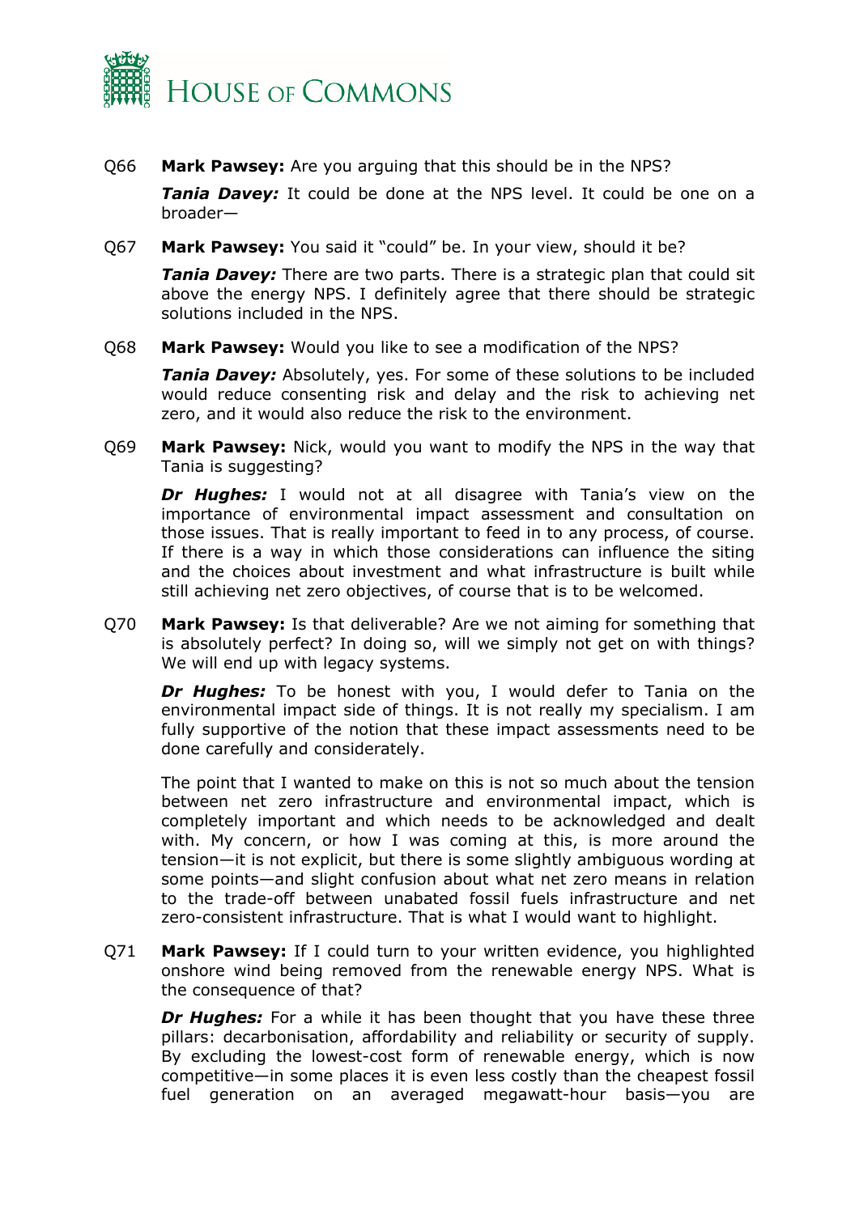Q66 **Mark Pawsey:** Are you arguing that this should be in the NPS?

***Tania Davey:*** It could be done at the NPS level. It could be one on a broader—

Q67 **Mark Pawsey:** You said it "could" be. In your view, should it be?

***Tania Davey:*** There are two parts. There is a strategic plan that could sit above the energy NPS. I definitely agree that there should be strategic solutions included in the NPS.

Q68 **Mark Pawsey:** Would you like to see a modification of the NPS?

***Tania Davey:*** Absolutely, yes. For some of these solutions to be included would reduce consenting risk and delay and the risk to achieving net zero, and it would also reduce the risk to the environment.

Q69 **Mark Pawsey:** Nick, would you want to modify the NPS in the way that Tania is suggesting?

***Dr Hughes:*** I would not at all disagree with Tania's view on the importance of environmental impact assessment and consultation on those issues. That is really important to feed in to any process, of course. If there is a way in which those considerations can influence the siting and the choices about investment and what infrastructure is built while still achieving net zero objectives, of course that is to be welcomed.

Q70 **Mark Pawsey:** Is that deliverable? Are we not aiming for something that is absolutely perfect? In doing so, will we simply not get on with things? We will end up with legacy systems.

***Dr Hughes:*** To be honest with you, I would defer to Tania on the environmental impact side of things. It is not really my specialism. I am fully supportive of the notion that these impact assessments need to be done carefully and considerately.

The point that I wanted to make on this is not so much about the tension between net zero infrastructure and environmental impact, which is completely important and which needs to be acknowledged and dealt with. My concern, or how I was coming at this, is more around the tension—it is not explicit, but there is some slightly ambiguous wording at some points—and slight confusion about what net zero means in relation to the trade-off between unabated fossil fuels infrastructure and net zero-consistent infrastructure. That is what I would want to highlight.

Q71 **Mark Pawsey:** If I could turn to your written evidence, you highlighted onshore wind being removed from the renewable energy NPS. What is the consequence of that?

***Dr Hughes:*** For a while it has been thought that you have these three pillars: decarbonisation, affordability and reliability or security of supply. By excluding the lowest-cost form of renewable energy, which is now competitive—in some places it is even less costly than the cheapest fossil fuel generation on an averaged megawatt-hour basis—you are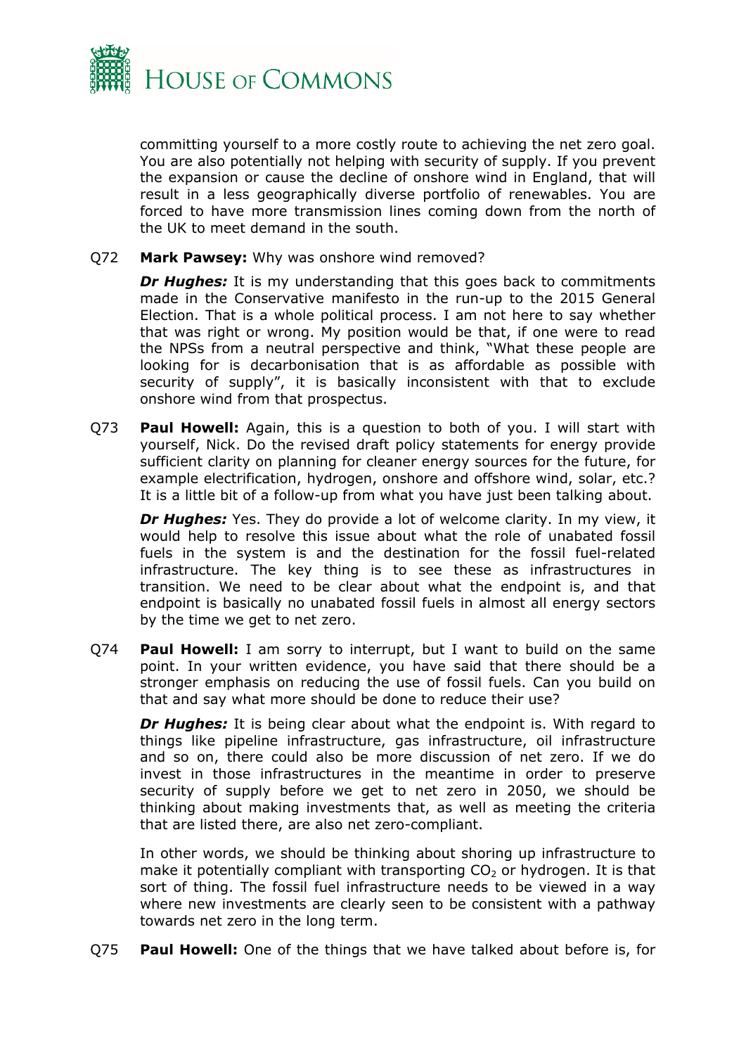committing yourself to a more costly route to achieving the net zero goal. You are also potentially not helping with security of supply. If you prevent the expansion or cause the decline of onshore wind in England, that will result in a less geographically diverse portfolio of renewables. You are forced to have more transmission lines coming down from the north of the UK to meet demand in the south.

Q72 **Mark Pawsey:** Why was onshore wind removed?

***Dr Hughes:*** It is my understanding that this goes back to commitments made in the Conservative manifesto in the run-up to the 2015 General Election. That is a whole political process. I am not here to say whether that was right or wrong. My position would be that, if one were to read the NPSs from a neutral perspective and think, "What these people are looking for is decarbonisation that is as affordable as possible with security of supply", it is basically inconsistent with that to exclude onshore wind from that prospectus.

Q73 **Paul Howell:** Again, this is a question to both of you. I will start with yourself, Nick. Do the revised draft policy statements for energy provide sufficient clarity on planning for cleaner energy sources for the future, for example electrification, hydrogen, onshore and offshore wind, solar, etc.? It is a little bit of a follow-up from what you have just been talking about.

***Dr Hughes:*** Yes. They do provide a lot of welcome clarity. In my view, it would help to resolve this issue about what the role of unabated fossil fuels in the system is and the destination for the fossil fuel-related infrastructure. The key thing is to see these as infrastructures in transition. We need to be clear about what the endpoint is, and that endpoint is basically no unabated fossil fuels in almost all energy sectors by the time we get to net zero.

Q74 **Paul Howell:** I am sorry to interrupt, but I want to build on the same point. In your written evidence, you have said that there should be a stronger emphasis on reducing the use of fossil fuels. Can you build on that and say what more should be done to reduce their use?

***Dr Hughes:*** It is being clear about what the endpoint is. With regard to things like pipeline infrastructure, gas infrastructure, oil infrastructure and so on, there could also be more discussion of net zero. If we do invest in those infrastructures in the meantime in order to preserve security of supply before we get to net zero in 2050, we should be thinking about making investments that, as well as meeting the criteria that are listed there, are also net zero-compliant.

In other words, we should be thinking about shoring up infrastructure to make it potentially compliant with transporting $CO_2$ or hydrogen. It is that sort of thing. The fossil fuel infrastructure needs to be viewed in a way where new investments are clearly seen to be consistent with a pathway towards net zero in the long term.

Q75 **Paul Howell:** One of the things that we have talked about before is, for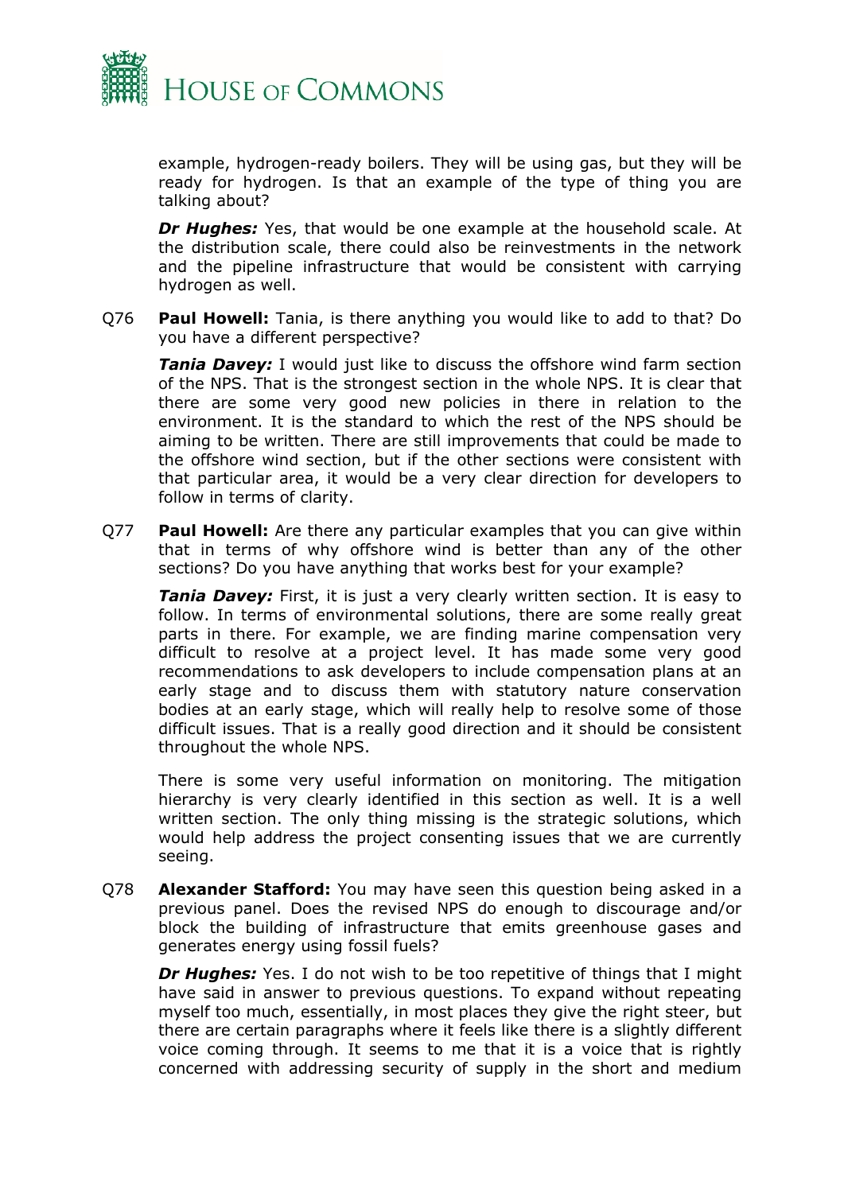example, hydrogen-ready boilers. They will be using gas, but they will be ready for hydrogen. Is that an example of the type of thing you are talking about?

***Dr Hughes:*** Yes, that would be one example at the household scale. At the distribution scale, there could also be reinvestments in the network and the pipeline infrastructure that would be consistent with carrying hydrogen as well.

Q76 **Paul Howell:** Tania, is there anything you would like to add to that? Do you have a different perspective?

***Tania Davey:*** I would just like to discuss the offshore wind farm section of the NPS. That is the strongest section in the whole NPS. It is clear that there are some very good new policies in there in relation to the environment. It is the standard to which the rest of the NPS should be aiming to be written. There are still improvements that could be made to the offshore wind section, but if the other sections were consistent with that particular area, it would be a very clear direction for developers to follow in terms of clarity.

Q77 **Paul Howell:** Are there any particular examples that you can give within that in terms of why offshore wind is better than any of the other sections? Do you have anything that works best for your example?

***Tania Davey:*** First, it is just a very clearly written section. It is easy to follow. In terms of environmental solutions, there are some really great parts in there. For example, we are finding marine compensation very difficult to resolve at a project level. It has made some very good recommendations to ask developers to include compensation plans at an early stage and to discuss them with statutory nature conservation bodies at an early stage, which will really help to resolve some of those difficult issues. That is a really good direction and it should be consistent throughout the whole NPS.

There is some very useful information on monitoring. The mitigation hierarchy is very clearly identified in this section as well. It is a well written section. The only thing missing is the strategic solutions, which would help address the project consenting issues that we are currently seeing.

Q78 **Alexander Stafford:** You may have seen this question being asked in a previous panel. Does the revised NPS do enough to discourage and/or block the building of infrastructure that emits greenhouse gases and generates energy using fossil fuels?

***Dr Hughes:*** Yes. I do not wish to be too repetitive of things that I might have said in answer to previous questions. To expand without repeating myself too much, essentially, in most places they give the right steer, but there are certain paragraphs where it feels like there is a slightly different voice coming through. It seems to me that it is a voice that is rightly concerned with addressing security of supply in the short and medium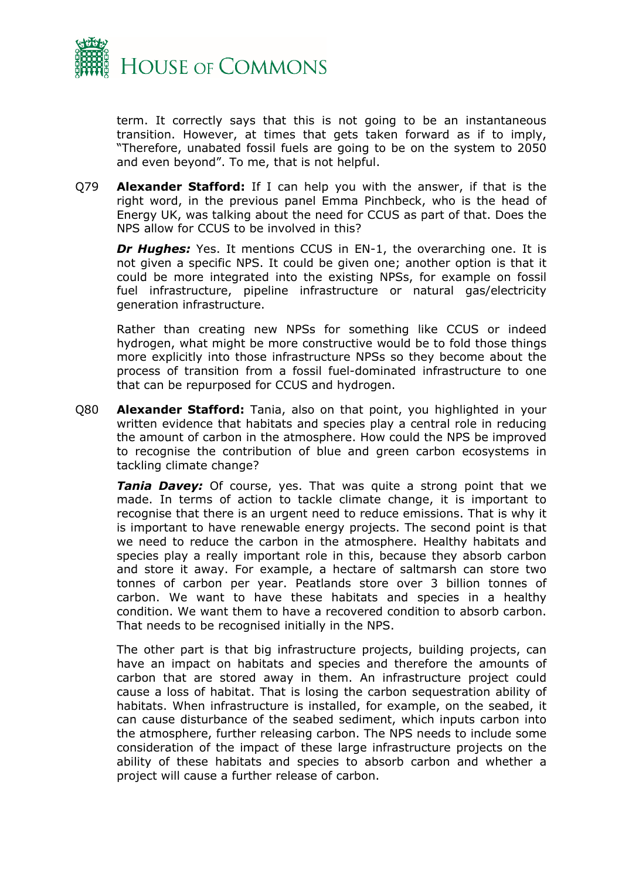term. It correctly says that this is not going to be an instantaneous transition. However, at times that gets taken forward as if to imply, "Therefore, unabated fossil fuels are going to be on the system to 2050 and even beyond". To me, that is not helpful.

Q79 **Alexander Stafford:** If I can help you with the answer, if that is the right word, in the previous panel Emma Pinchbeck, who is the head of Energy UK, was talking about the need for CCUS as part of that. Does the NPS allow for CCUS to be involved in this?

***Dr Hughes:*** Yes. It mentions CCUS in EN-1, the overarching one. It is not given a specific NPS. It could be given one; another option is that it could be more integrated into the existing NPSs, for example on fossil fuel infrastructure, pipeline infrastructure or natural gas/electricity generation infrastructure.

Rather than creating new NPSs for something like CCUS or indeed hydrogen, what might be more constructive would be to fold those things more explicitly into those infrastructure NPSs so they become about the process of transition from a fossil fuel-dominated infrastructure to one that can be repurposed for CCUS and hydrogen.

Q80 **Alexander Stafford:** Tania, also on that point, you highlighted in your written evidence that habitats and species play a central role in reducing the amount of carbon in the atmosphere. How could the NPS be improved to recognise the contribution of blue and green carbon ecosystems in tackling climate change?

***Tania Davey:*** Of course, yes. That was quite a strong point that we made. In terms of action to tackle climate change, it is important to recognise that there is an urgent need to reduce emissions. That is why it is important to have renewable energy projects. The second point is that we need to reduce the carbon in the atmosphere. Healthy habitats and species play a really important role in this, because they absorb carbon and store it away. For example, a hectare of saltmarsh can store two tonnes of carbon per year. Peatlands store over 3 billion tonnes of carbon. We want to have these habitats and species in a healthy condition. We want them to have a recovered condition to absorb carbon. That needs to be recognised initially in the NPS.

The other part is that big infrastructure projects, building projects, can have an impact on habitats and species and therefore the amounts of carbon that are stored away in them. An infrastructure project could cause a loss of habitat. That is losing the carbon sequestration ability of habitats. When infrastructure is installed, for example, on the seabed, it can cause disturbance of the seabed sediment, which inputs carbon into the atmosphere, further releasing carbon. The NPS needs to include some consideration of the impact of these large infrastructure projects on the ability of these habitats and species to absorb carbon and whether a project will cause a further release of carbon.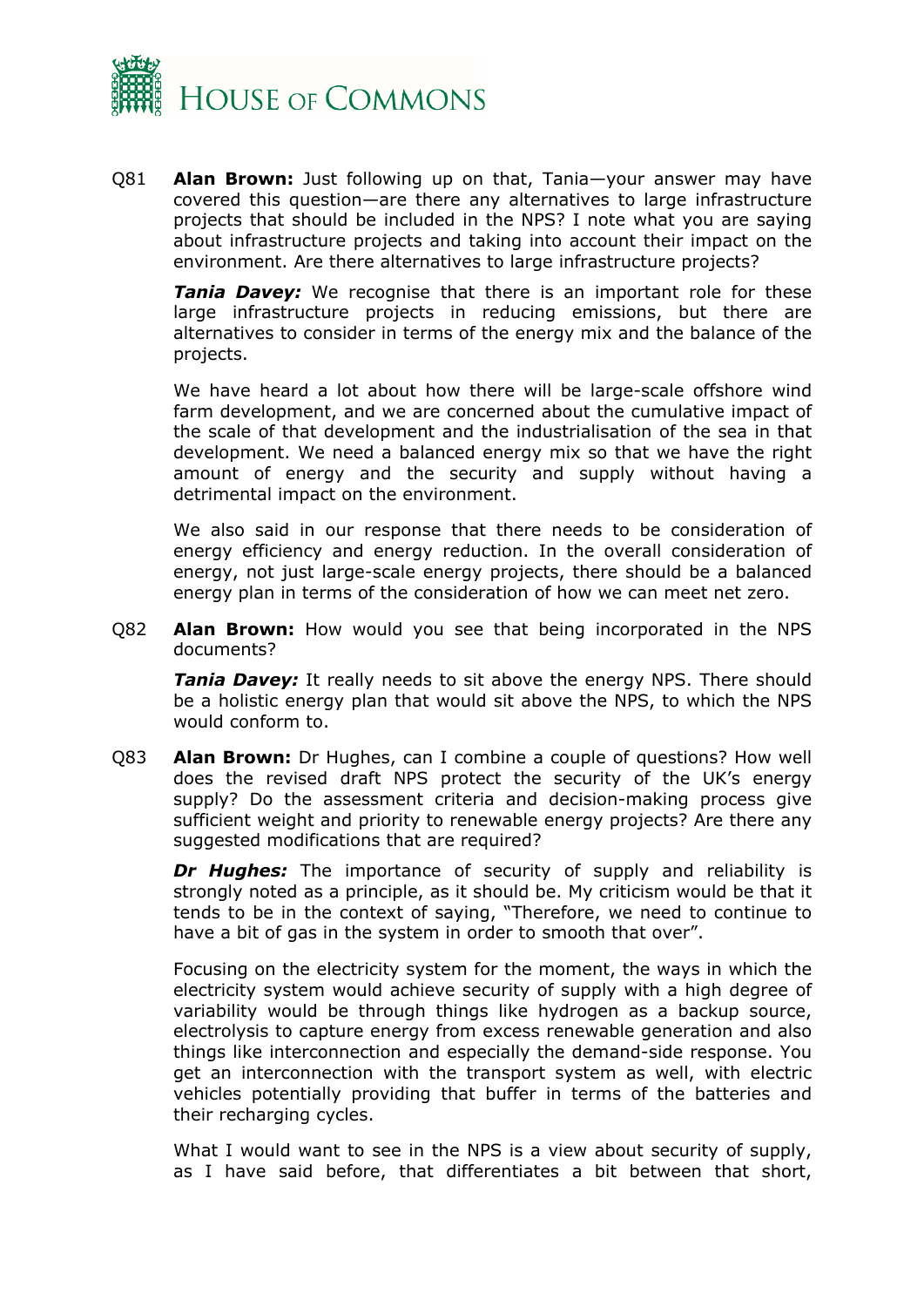Q81 **Alan Brown:** Just following up on that, Tania—your answer may have covered this question—are there any alternatives to large infrastructure projects that should be included in the NPS? I note what you are saying about infrastructure projects and taking into account their impact on the environment. Are there alternatives to large infrastructure projects?

***Tania Davey:*** We recognise that there is an important role for these large infrastructure projects in reducing emissions, but there are alternatives to consider in terms of the energy mix and the balance of the projects.

We have heard a lot about how there will be large-scale offshore wind farm development, and we are concerned about the cumulative impact of the scale of that development and the industrialisation of the sea in that development. We need a balanced energy mix so that we have the right amount of energy and the security and supply without having a detrimental impact on the environment.

We also said in our response that there needs to be consideration of energy efficiency and energy reduction. In the overall consideration of energy, not just large-scale energy projects, there should be a balanced energy plan in terms of the consideration of how we can meet net zero.

Q82 **Alan Brown:** How would you see that being incorporated in the NPS documents?

***Tania Davey:*** It really needs to sit above the energy NPS. There should be a holistic energy plan that would sit above the NPS, to which the NPS would conform to.

Q83 **Alan Brown:** Dr Hughes, can I combine a couple of questions? How well does the revised draft NPS protect the security of the UK's energy supply? Do the assessment criteria and decision-making process give sufficient weight and priority to renewable energy projects? Are there any suggested modifications that are required?

***Dr Hughes:*** The importance of security of supply and reliability is strongly noted as a principle, as it should be. My criticism would be that it tends to be in the context of saying, "Therefore, we need to continue to have a bit of gas in the system in order to smooth that over".

Focusing on the electricity system for the moment, the ways in which the electricity system would achieve security of supply with a high degree of variability would be through things like hydrogen as a backup source, electrolysis to capture energy from excess renewable generation and also things like interconnection and especially the demand-side response. You get an interconnection with the transport system as well, with electric vehicles potentially providing that buffer in terms of the batteries and their recharging cycles.

What I would want to see in the NPS is a view about security of supply, as I have said before, that differentiates a bit between that short,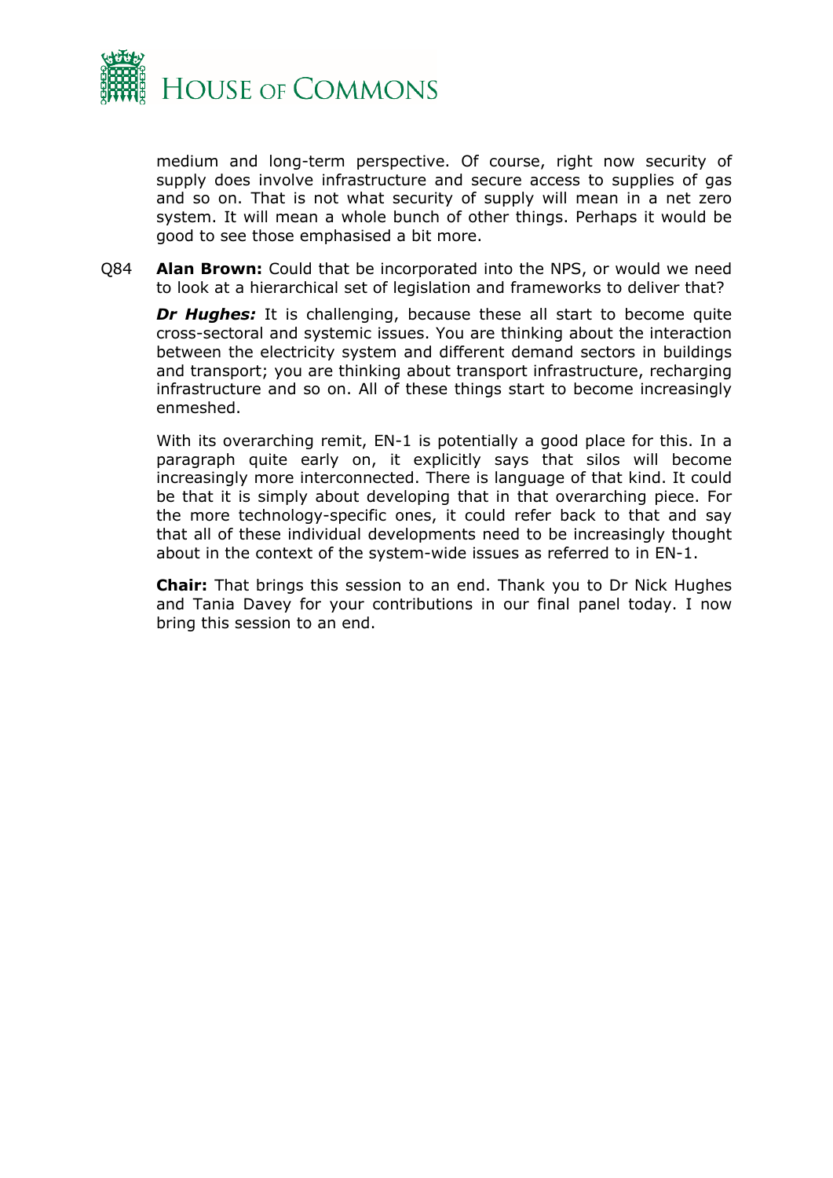medium and long-term perspective. Of course, right now security of supply does involve infrastructure and secure access to supplies of gas and so on. That is not what security of supply will mean in a net zero system. It will mean a whole bunch of other things. Perhaps it would be good to see those emphasised a bit more.

Q84 **Alan Brown:** Could that be incorporated into the NPS, or would we need to look at a hierarchical set of legislation and frameworks to deliver that?

***Dr Hughes:*** It is challenging, because these all start to become quite cross-sectoral and systemic issues. You are thinking about the interaction between the electricity system and different demand sectors in buildings and transport; you are thinking about transport infrastructure, recharging infrastructure and so on. All of these things start to become increasingly enmeshed.

With its overarching remit, EN-1 is potentially a good place for this. In a paragraph quite early on, it explicitly says that silos will become increasingly more interconnected. There is language of that kind. It could be that it is simply about developing that in that overarching piece. For the more technology-specific ones, it could refer back to that and say that all of these individual developments need to be increasingly thought about in the context of the system-wide issues as referred to in EN-1.

**Chair:** That brings this session to an end. Thank you to Dr Nick Hughes and Tania Davey for your contributions in our final panel today. I now bring this session to an end.